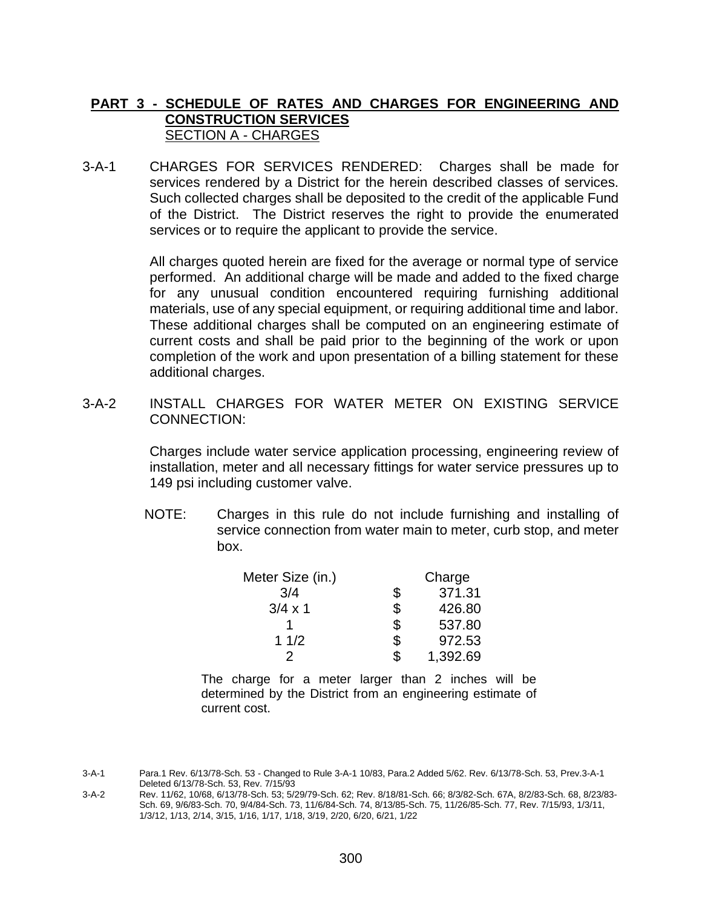## PART 3 - SCHEDULE OF RATES AND CHARGES FOR ENGINEERING AND CONSTRUCTION SERVICES

SECTION A - CHARGES

3-A-1 CHARGES FOR SERVICES RENDERED: Charges shall be made for services rendered by a District for the herein described classes of services. Such collected charges shall be deposited to the credit of the applicable Fund of the District. The District reserves the right to provide the enumerated services or to require the applicant to provide the service.

All charges quoted herein are fixed for the average or normal type of service performed. An additional charge will be made and added to the fixed charge for any unusual condition encountered requiring furnishing additional materials, use of any special equipment, or requiring additional time and labor. These additional charges shall be computed on an engineering estimate of current costs and shall be paid prior to the beginning of the work or upon completion of the work and upon presentation of a billing statement for these additional charges.

3-A-2 INSTALL CHARGES FOR WATER METER ON EXISTING SERVICE CONNECTION:

Charges include water service application processing, engineering review of installation, meter and all necessary fittings for water service pressures up to 149 psi including customer valve.

NOTE: Charges in this rule do not include furnishing and installing of service connection from water main to meter, curb stop, and meter box.

| Meter Size (in.) | Charge |
|---|---|
| 3/4 | $ 371.31 |
| 3/4 x 1 | $ 426.80 |
| 1 | $ 537.80 |
| 1 1/2 | $ 972.53 |
| 2 | $ 1,392.69 |

The charge for a meter larger than 2 inches will be determined by the District from an engineering estimate of current cost.

3-A-1 Para.1 Rev. 6/13/78-Sch. 53 - Changed to Rule 3-A-1 10/83, Para.2 Added 5/62. Rev. 6/13/78-Sch. 53, Prev.3-A-1 Deleted 6/13/78-Sch. 53, Rev. 7/15/93

3-A-2 Rev. 11/62, 10/68, 6/13/78-Sch. 53; 5/29/79-Sch. 62; Rev. 8/18/81-Sch. 66; 8/3/82-Sch. 67A, 8/2/83-Sch. 68, 8/23/83-Sch. 69, 9/6/83-Sch. 70, 9/4/84-Sch. 73, 11/6/84-Sch. 74, 8/13/85-Sch. 75, 11/26/85-Sch. 77, Rev. 7/15/93, 1/3/11, 1/3/12, 1/13, 2/14, 3/15, 1/16, 1/17, 1/18, 3/19, 2/20, 6/20, 6/21, 1/22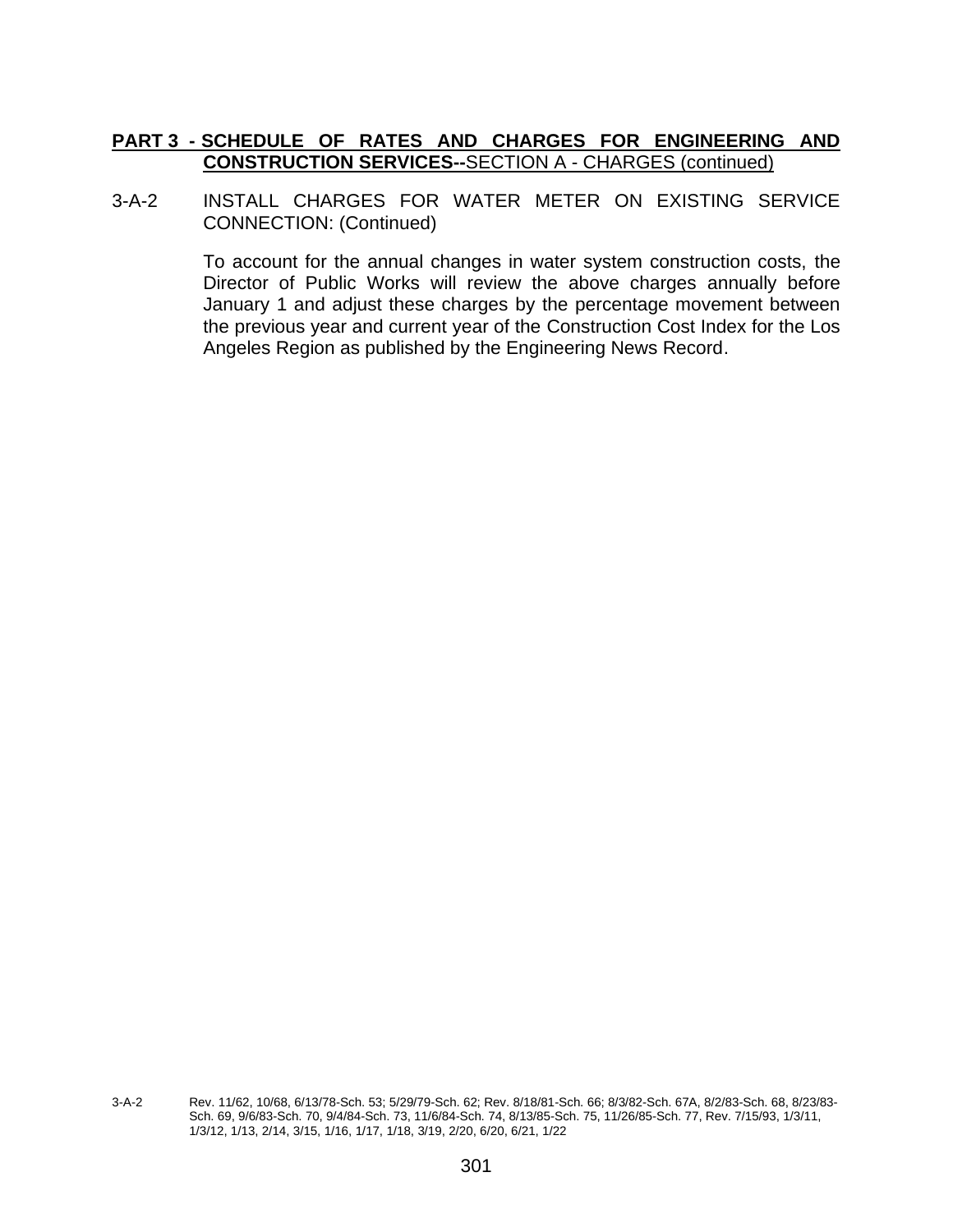## PART 3 - SCHEDULE OF RATES AND CHARGES FOR ENGINEERING AND CONSTRUCTION SERVICES--SECTION A - CHARGES (continued)

3-A-2 INSTALL CHARGES FOR WATER METER ON EXISTING SERVICE CONNECTION: (Continued)

To account for the annual changes in water system construction costs, the Director of Public Works will review the above charges annually before January 1 and adjust these charges by the percentage movement between the previous year and current year of the Construction Cost Index for the Los Angeles Region as published by the Engineering News Record.

3-A-2 Rev. 11/62, 10/68, 6/13/78-Sch. 53; 5/29/79-Sch. 62; Rev. 8/18/81-Sch. 66; 8/3/82-Sch. 67A, 8/2/83-Sch. 68, 8/23/83-Sch. 69, 9/6/83-Sch. 70, 9/4/84-Sch. 73, 11/6/84-Sch. 74, 8/13/85-Sch. 75, 11/26/85-Sch. 77, Rev. 7/15/93, 1/3/11, 1/3/12, 1/13, 2/14, 3/15, 1/16, 1/17, 1/18, 3/19, 2/20, 6/20, 6/21, 1/22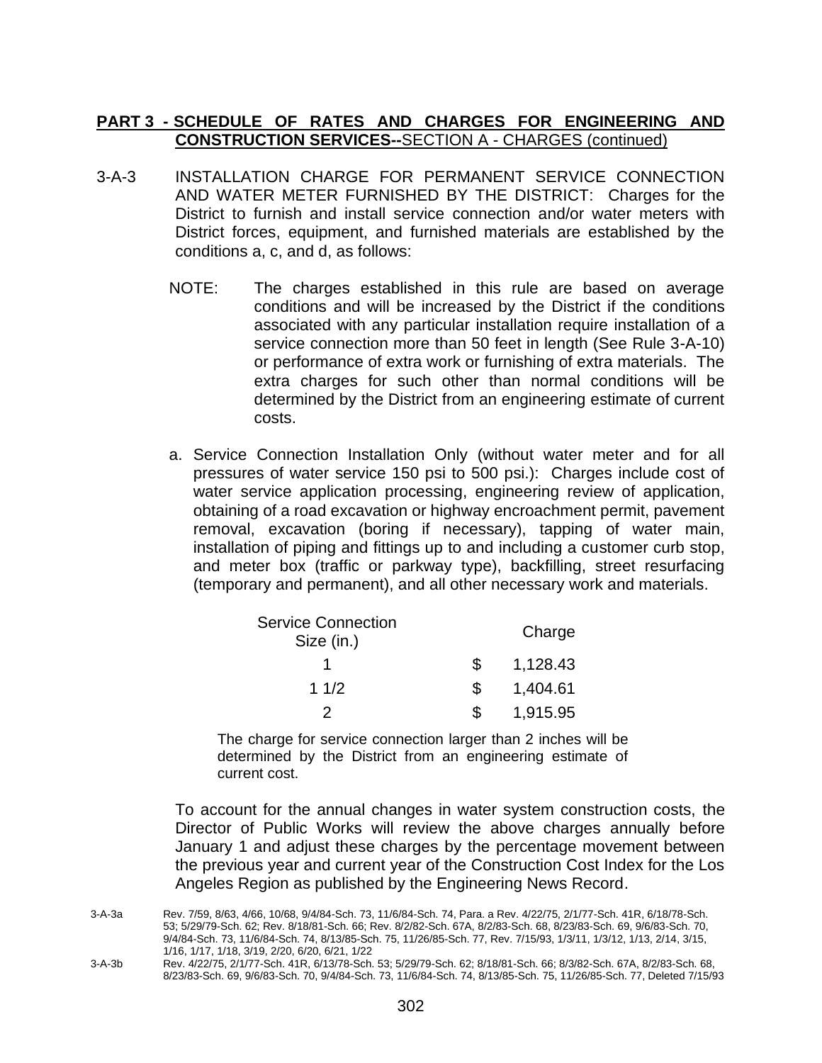**PART 3 - SCHEDULE OF RATES AND CHARGES FOR ENGINEERING AND CONSTRUCTION SERVICES--**SECTION A - CHARGES (continued)

3-A-3 INSTALLATION CHARGE FOR PERMANENT SERVICE CONNECTION AND WATER METER FURNISHED BY THE DISTRICT: Charges for the District to furnish and install service connection and/or water meters with District forces, equipment, and furnished materials are established by the conditions a, c, and d, as follows:

NOTE: The charges established in this rule are based on average conditions and will be increased by the District if the conditions associated with any particular installation require installation of a service connection more than 50 feet in length (See Rule 3-A-10) or performance of extra work or furnishing of extra materials. The extra charges for such other than normal conditions will be determined by the District from an engineering estimate of current costs.

a. Service Connection Installation Only (without water meter and for all pressures of water service 150 psi to 500 psi.): Charges include cost of water service application processing, engineering review of application, obtaining of a road excavation or highway encroachment permit, pavement removal, excavation (boring if necessary), tapping of water main, installation of piping and fittings up to and including a customer curb stop, and meter box (traffic or parkway type), backfilling, street resurfacing (temporary and permanent), and all other necessary work and materials.

| Service Connection Size (in.) | Charge |
|---|---|
| 1 | $ 1,128.43 |
| 1 1/2 | $ 1,404.61 |
| 2 | $ 1,915.95 |

The charge for service connection larger than 2 inches will be determined by the District from an engineering estimate of current cost.

To account for the annual changes in water system construction costs, the Director of Public Works will review the above charges annually before January 1 and adjust these charges by the percentage movement between the previous year and current year of the Construction Cost Index for the Los Angeles Region as published by the Engineering News Record.

3-A-3a Rev. 7/59, 8/63, 4/66, 10/68, 9/4/84-Sch. 73, 11/6/84-Sch. 74, Para. a Rev. 4/22/75, 2/1/77-Sch. 41R, 6/18/78-Sch. 53; 5/29/79-Sch. 62; Rev. 8/18/81-Sch. 66; Rev. 8/2/82-Sch. 67A, 8/2/83-Sch. 68, 8/23/83-Sch. 69, 9/6/83-Sch. 70, 9/4/84-Sch. 73, 11/6/84-Sch. 74, 8/13/85-Sch. 75, 11/26/85-Sch. 77, Rev. 7/15/93, 1/3/11, 1/3/12, 1/13, 2/14, 3/15, 1/16, 1/17, 1/18, 3/19, 2/20, 6/20, 6/21, 1/22

3-A-3b Rev. 4/22/75, 2/1/77-Sch. 41R, 6/13/78-Sch. 53; 5/29/79-Sch. 62; 8/18/81-Sch. 66; 8/3/82-Sch. 67A, 8/2/83-Sch. 68, 8/23/83-Sch. 69, 9/6/83-Sch. 70, 9/4/84-Sch. 73, 11/6/84-Sch. 74, 8/13/85-Sch. 75, 11/26/85-Sch. 77, Deleted 7/15/93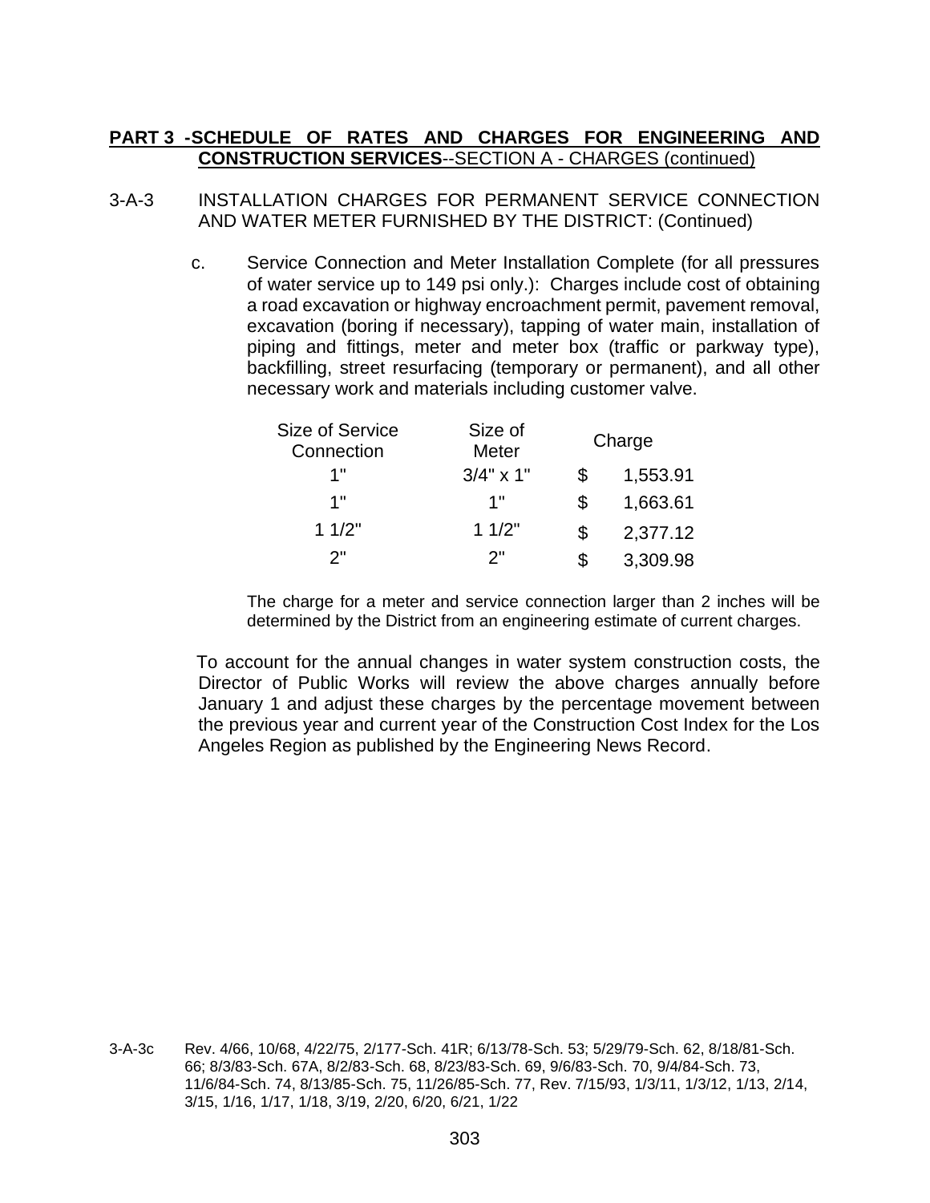**PART 3 -SCHEDULE OF RATES AND CHARGES FOR ENGINEERING AND CONSTRUCTION SERVICES**--SECTION A - CHARGES (continued)

3-A-3 INSTALLATION CHARGES FOR PERMANENT SERVICE CONNECTION AND WATER METER FURNISHED BY THE DISTRICT: (Continued)

c. Service Connection and Meter Installation Complete (for all pressures of water service up to 149 psi only.): Charges include cost of obtaining a road excavation or highway encroachment permit, pavement removal, excavation (boring if necessary), tapping of water main, installation of piping and fittings, meter and meter box (traffic or parkway type), backfilling, street resurfacing (temporary or permanent), and all other necessary work and materials including customer valve.

| Size of Service Connection | Size of Meter | Charge |
|---|---|---|
| 1" | 3/4" x 1" | $ 1,553.91 |
| 1" | 1" | $ 1,663.61 |
| 1 1/2" | 1 1/2" | $ 2,377.12 |
| 2" | 2" | $ 3,309.98 |

The charge for a meter and service connection larger than 2 inches will be determined by the District from an engineering estimate of current charges.

To account for the annual changes in water system construction costs, the Director of Public Works will review the above charges annually before January 1 and adjust these charges by the percentage movement between the previous year and current year of the Construction Cost Index for the Los Angeles Region as published by the Engineering News Record.

3-A-3c Rev. 4/66, 10/68, 4/22/75, 2/177-Sch. 41R; 6/13/78-Sch. 53; 5/29/79-Sch. 62, 8/18/81-Sch. 66; 8/3/83-Sch. 67A, 8/2/83-Sch. 68, 8/23/83-Sch. 69, 9/6/83-Sch. 70, 9/4/84-Sch. 73, 11/6/84-Sch. 74, 8/13/85-Sch. 75, 11/26/85-Sch. 77, Rev. 7/15/93, 1/3/11, 1/3/12, 1/13, 2/14, 3/15, 1/16, 1/17, 1/18, 3/19, 2/20, 6/20, 6/21, 1/22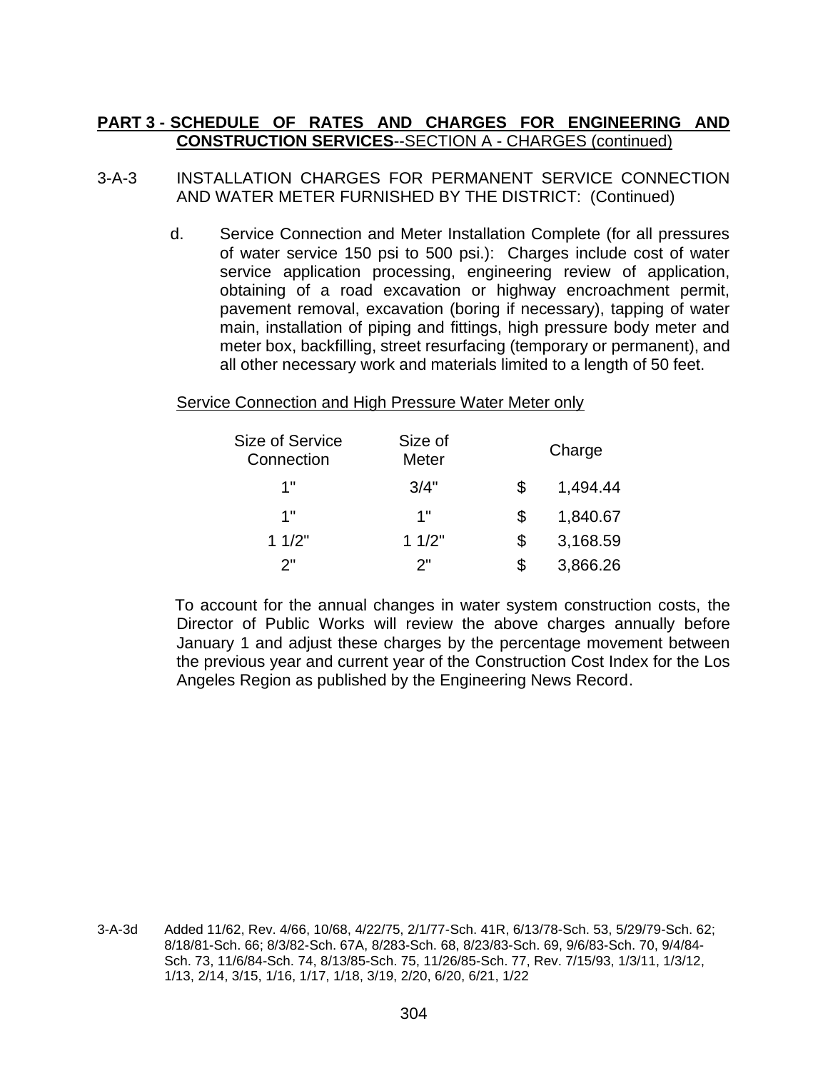**PART 3 - SCHEDULE OF RATES AND CHARGES FOR ENGINEERING AND CONSTRUCTION SERVICES**--SECTION A - CHARGES (continued)

3-A-3 INSTALLATION CHARGES FOR PERMANENT SERVICE CONNECTION AND WATER METER FURNISHED BY THE DISTRICT: (Continued)

d. Service Connection and Meter Installation Complete (for all pressures of water service 150 psi to 500 psi.): Charges include cost of water service application processing, engineering review of application, obtaining of a road excavation or highway encroachment permit, pavement removal, excavation (boring if necessary), tapping of water main, installation of piping and fittings, high pressure body meter and meter box, backfilling, street resurfacing (temporary or permanent), and all other necessary work and materials limited to a length of 50 feet.

Service Connection and High Pressure Water Meter only

| Size of Service Connection | Size of Meter | Charge |
|---|---|---|
| 1" | 3/4" | $ 1,494.44 |
| 1" | 1" | $ 1,840.67 |
| 1 1/2" | 1 1/2" | $ 3,168.59 |
| 2" | 2" | $ 3,866.26 |

To account for the annual changes in water system construction costs, the Director of Public Works will review the above charges annually before January 1 and adjust these charges by the percentage movement between the previous year and current year of the Construction Cost Index for the Los Angeles Region as published by the Engineering News Record.

3-A-3d Added 11/62, Rev. 4/66, 10/68, 4/22/75, 2/1/77-Sch. 41R, 6/13/78-Sch. 53, 5/29/79-Sch. 62; 8/18/81-Sch. 66; 8/3/82-Sch. 67A, 8/283-Sch. 68, 8/23/83-Sch. 69, 9/6/83-Sch. 70, 9/4/84-Sch. 73, 11/6/84-Sch. 74, 8/13/85-Sch. 75, 11/26/85-Sch. 77, Rev. 7/15/93, 1/3/11, 1/3/12, 1/13, 2/14, 3/15, 1/16, 1/17, 1/18, 3/19, 2/20, 6/20, 6/21, 1/22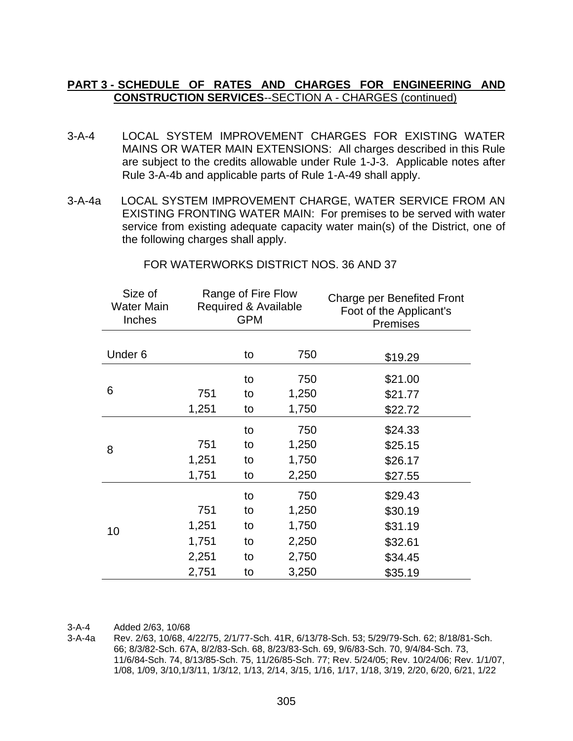**PART 3 - SCHEDULE OF RATES AND CHARGES FOR ENGINEERING AND CONSTRUCTION SERVICES**--SECTION A - CHARGES (continued)

3-A-4 LOCAL SYSTEM IMPROVEMENT CHARGES FOR EXISTING WATER MAINS OR WATER MAIN EXTENSIONS: All charges described in this Rule are subject to the credits allowable under Rule 1-J-3. Applicable notes after Rule 3-A-4b and applicable parts of Rule 1-A-49 shall apply.

3-A-4a LOCAL SYSTEM IMPROVEMENT CHARGE, WATER SERVICE FROM AN EXISTING FRONTING WATER MAIN: For premises to be served with water service from existing adequate capacity water main(s) of the District, one of the following charges shall apply.

FOR WATERWORKS DISTRICT NOS. 36 AND 37

| Size of Water Main Inches | Range of Fire Flow Required & Available GPM | | | Charge per Benefited Front Foot of the Applicant's Premises |
|---|---|---|---|---|
| Under 6 | | to | 750 | $19.29 |
| 6 | | to | 750 | $21.00 |
| | 751 | to | 1,250 | $21.77 |
| | 1,251 | to | 1,750 | $22.72 |
| 8 | | to | 750 | $24.33 |
| | 751 | to | 1,250 | $25.15 |
| | 1,251 | to | 1,750 | $26.17 |
| | 1,751 | to | 2,250 | $27.55 |
| 10 | | to | 750 | $29.43 |
| | 751 | to | 1,250 | $30.19 |
| | 1,251 | to | 1,750 | $31.19 |
| | 1,751 | to | 2,250 | $32.61 |
| | 2,251 | to | 2,750 | $34.45 |
| | 2,751 | to | 3,250 | $35.19 |

3-A-4 Added 2/63, 10/68
3-A-4a Rev. 2/63, 10/68, 4/22/75, 2/1/77-Sch. 41R, 6/13/78-Sch. 53; 5/29/79-Sch. 62; 8/18/81-Sch. 66; 8/3/82-Sch. 67A, 8/2/83-Sch. 68, 8/23/83-Sch. 69, 9/6/83-Sch. 70, 9/4/84-Sch. 73, 11/6/84-Sch. 74, 8/13/85-Sch. 75, 11/26/85-Sch. 77; Rev. 5/24/05; Rev. 10/24/06; Rev. 1/1/07, 1/08, 1/09, 3/10,1/3/11, 1/3/12, 1/13, 2/14, 3/15, 1/16, 1/17, 1/18, 3/19, 2/20, 6/20, 6/21, 1/22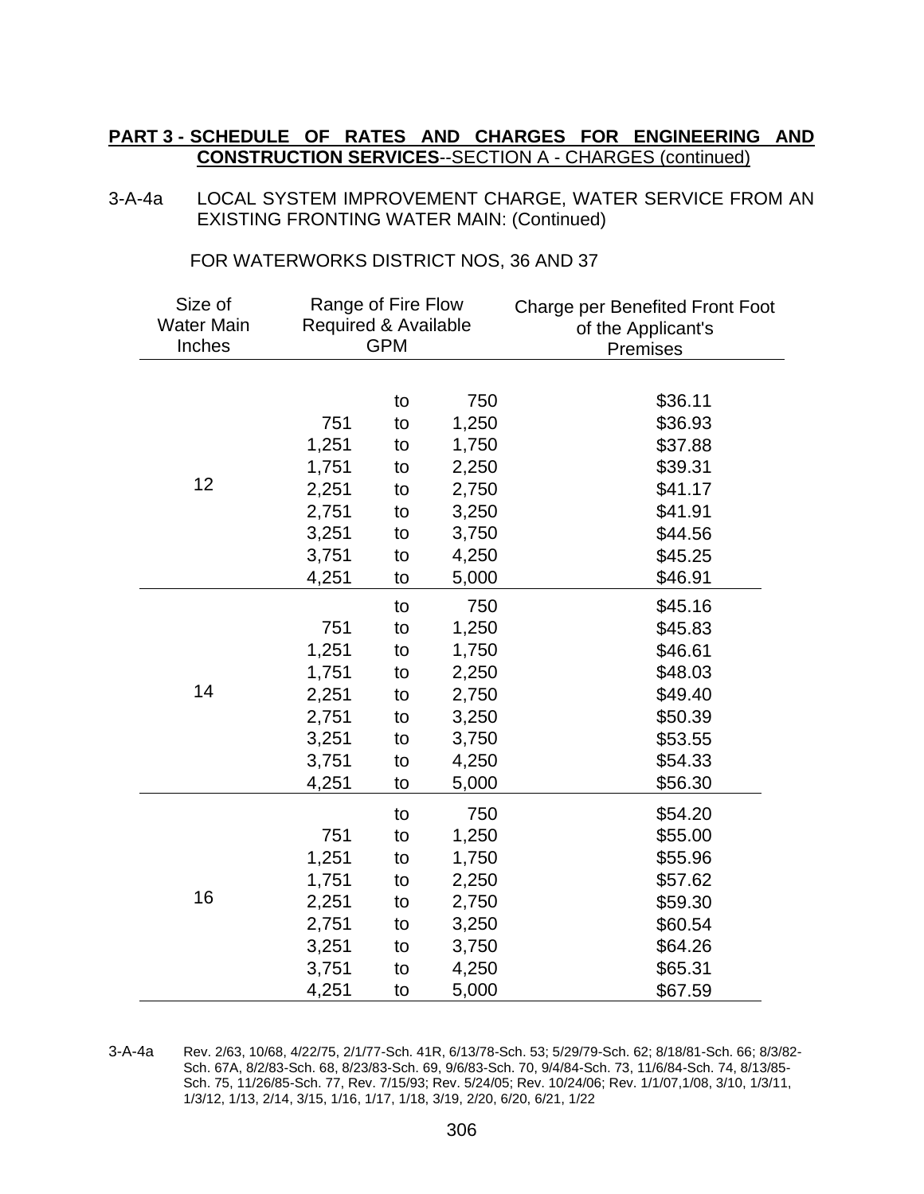**PART 3 - SCHEDULE OF RATES AND CHARGES FOR ENGINEERING AND CONSTRUCTION SERVICES**--SECTION A - CHARGES (continued)

3-A-4a LOCAL SYSTEM IMPROVEMENT CHARGE, WATER SERVICE FROM AN EXISTING FRONTING WATER MAIN: (Continued)

FOR WATERWORKS DISTRICT NOS, 36 AND 37

| Size of Water Main Inches | Range of Fire Flow Required & Available GPM | | | Charge per Benefited Front Foot of the Applicant's Premises |
|---|---|---|---|---|
| 12 | | to | 750 | $36.11 |
| | 751 | to | 1,250 | $36.93 |
| | 1,251 | to | 1,750 | $37.88 |
| | 1,751 | to | 2,250 | $39.31 |
| | 2,251 | to | 2,750 | $41.17 |
| | 2,751 | to | 3,250 | $41.91 |
| | 3,251 | to | 3,750 | $44.56 |
| | 3,751 | to | 4,250 | $45.25 |
| | 4,251 | to | 5,000 | $46.91 |
| 14 | | to | 750 | $45.16 |
| | 751 | to | 1,250 | $45.83 |
| | 1,251 | to | 1,750 | $46.61 |
| | 1,751 | to | 2,250 | $48.03 |
| | 2,251 | to | 2,750 | $49.40 |
| | 2,751 | to | 3,250 | $50.39 |
| | 3,251 | to | 3,750 | $53.55 |
| | 3,751 | to | 4,250 | $54.33 |
| | 4,251 | to | 5,000 | $56.30 |
| 16 | | to | 750 | $54.20 |
| | 751 | to | 1,250 | $55.00 |
| | 1,251 | to | 1,750 | $55.96 |
| | 1,751 | to | 2,250 | $57.62 |
| | 2,251 | to | 2,750 | $59.30 |
| | 2,751 | to | 3,250 | $60.54 |
| | 3,251 | to | 3,750 | $64.26 |
| | 3,751 | to | 4,250 | $65.31 |
| | 4,251 | to | 5,000 | $67.59 |

3-A-4a Rev. 2/63, 10/68, 4/22/75, 2/1/77-Sch. 41R, 6/13/78-Sch. 53; 5/29/79-Sch. 62; 8/18/81-Sch. 66; 8/3/82-Sch. 67A, 8/2/83-Sch. 68, 8/23/83-Sch. 69, 9/6/83-Sch. 70, 9/4/84-Sch. 73, 11/6/84-Sch. 74, 8/13/85-Sch. 75, 11/26/85-Sch. 77, Rev. 7/15/93; Rev. 5/24/05; Rev. 10/24/06; Rev. 1/1/07,1/08, 3/10, 1/3/11, 1/3/12, 1/13, 2/14, 3/15, 1/16, 1/17, 1/18, 3/19, 2/20, 6/20, 6/21, 1/22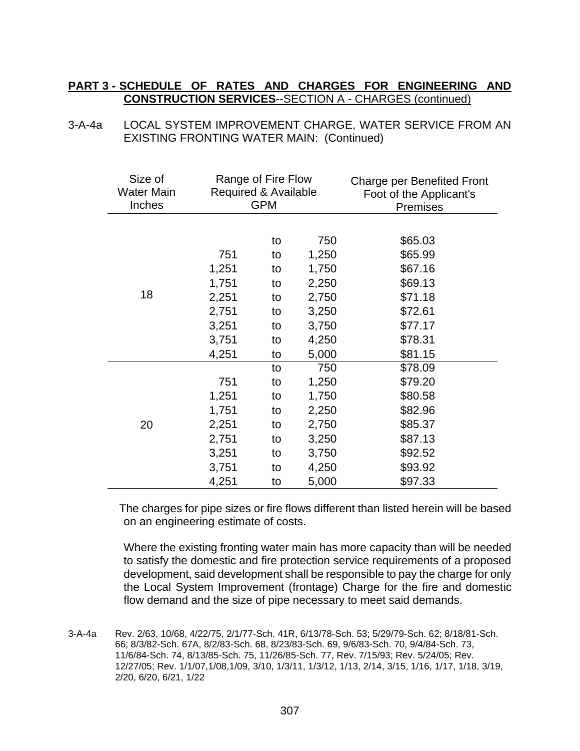**PART 3 - SCHEDULE OF RATES AND CHARGES FOR ENGINEERING AND CONSTRUCTION SERVICES**--SECTION A - CHARGES (continued)

3-A-4a LOCAL SYSTEM IMPROVEMENT CHARGE, WATER SERVICE FROM AN EXISTING FRONTING WATER MAIN: (Continued)

| Size of Water Main Inches | Range of Fire Flow Required & Available GPM | | | Charge per Benefited Front Foot of the Applicant's Premises |
|---|---|---|---|---|
| 18 | | to | 750 | $65.03 |
| | 751 | to | 1,250 | $65.99 |
| | 1,251 | to | 1,750 | $67.16 |
| | 1,751 | to | 2,250 | $69.13 |
| | 2,251 | to | 2,750 | $71.18 |
| | 2,751 | to | 3,250 | $72.61 |
| | 3,251 | to | 3,750 | $77.17 |
| | 3,751 | to | 4,250 | $78.31 |
| | 4,251 | to | 5,000 | $81.15 |
| 20 | | to | 750 | $78.09 |
| | 751 | to | 1,250 | $79.20 |
| | 1,251 | to | 1,750 | $80.58 |
| | 1,751 | to | 2,250 | $82.96 |
| | 2,251 | to | 2,750 | $85.37 |
| | 2,751 | to | 3,250 | $87.13 |
| | 3,251 | to | 3,750 | $92.52 |
| | 3,751 | to | 4,250 | $93.92 |
| | 4,251 | to | 5,000 | $97.33 |

The charges for pipe sizes or fire flows different than listed herein will be based on an engineering estimate of costs.

Where the existing fronting water main has more capacity than will be needed to satisfy the domestic and fire protection service requirements of a proposed development, said development shall be responsible to pay the charge for only the Local System Improvement (frontage) Charge for the fire and domestic flow demand and the size of pipe necessary to meet said demands.

3-A-4a Rev. 2/63, 10/68, 4/22/75, 2/1/77-Sch. 41R, 6/13/78-Sch. 53; 5/29/79-Sch. 62; 8/18/81-Sch. 66; 8/3/82-Sch. 67A, 8/2/83-Sch. 68, 8/23/83-Sch. 69, 9/6/83-Sch. 70, 9/4/84-Sch. 73, 11/6/84-Sch. 74, 8/13/85-Sch. 75, 11/26/85-Sch. 77, Rev. 7/15/93; Rev. 5/24/05; Rev. 12/27/05; Rev. 1/1/07,1/08,1/09, 3/10, 1/3/11, 1/3/12, 1/13, 2/14, 3/15, 1/16, 1/17, 1/18, 3/19, 2/20, 6/20, 6/21, 1/22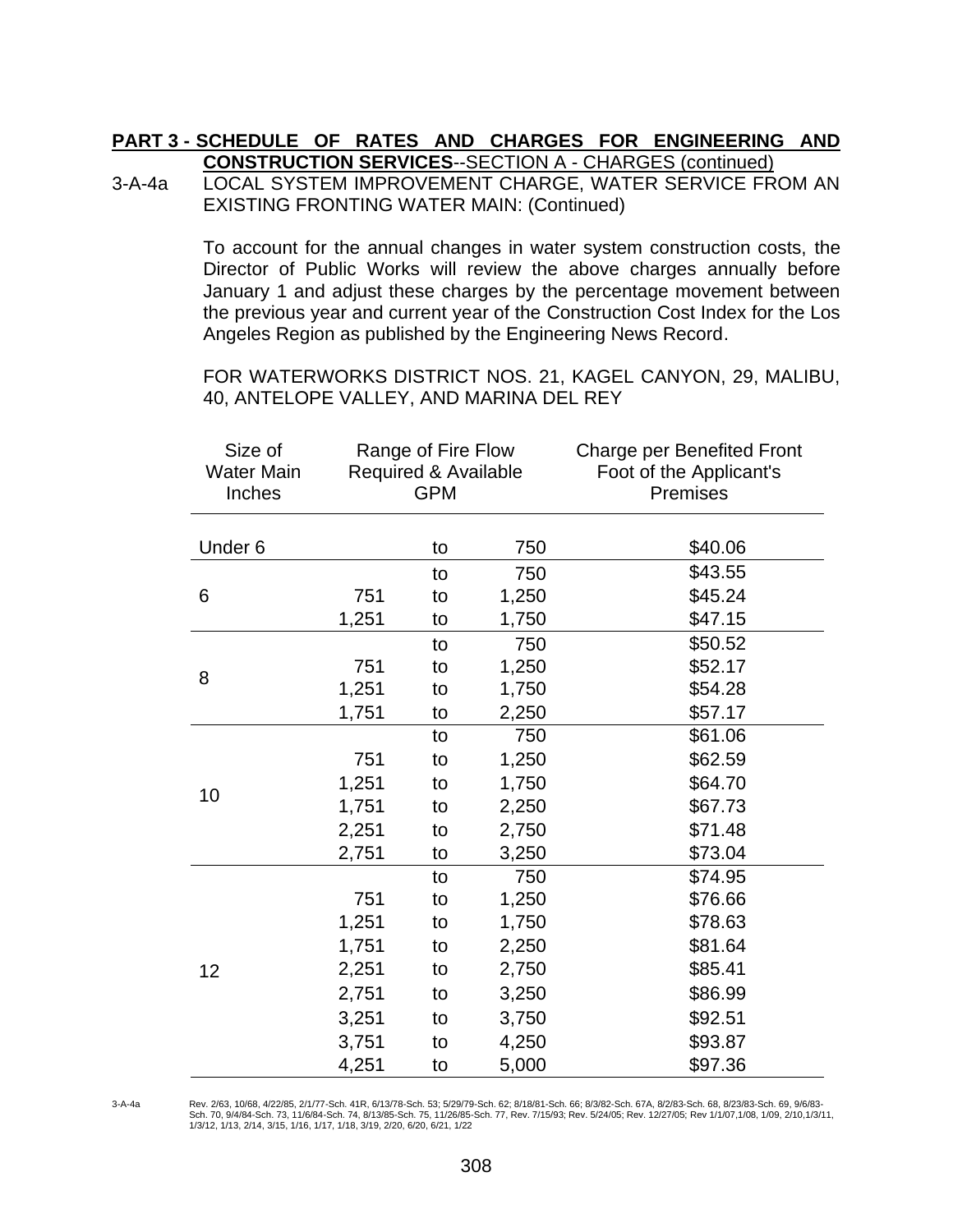**PART 3 - SCHEDULE OF RATES AND CHARGES FOR ENGINEERING AND CONSTRUCTION SERVICES**--SECTION A - CHARGES (continued)

3-A-4a LOCAL SYSTEM IMPROVEMENT CHARGE, WATER SERVICE FROM AN EXISTING FRONTING WATER MAIN: (Continued)

To account for the annual changes in water system construction costs, the Director of Public Works will review the above charges annually before January 1 and adjust these charges by the percentage movement between the previous year and current year of the Construction Cost Index for the Los Angeles Region as published by the Engineering News Record.

FOR WATERWORKS DISTRICT NOS. 21, KAGEL CANYON, 29, MALIBU, 40, ANTELOPE VALLEY, AND MARINA DEL REY

| Size of Water Main Inches | Range of Fire Flow Required & Available GPM | | | Charge per Benefited Front Foot of the Applicant's Premises |
|---|---|---|---|---|
| Under 6 | | to | 750 | $40.06 |
| 6 | | to | 750 | $43.55 |
| | 751 | to | 1,250 | $45.24 |
| | 1,251 | to | 1,750 | $47.15 |
| 8 | | to | 750 | $50.52 |
| | 751 | to | 1,250 | $52.17 |
| | 1,251 | to | 1,750 | $54.28 |
| | 1,751 | to | 2,250 | $57.17 |
| 10 | | to | 750 | $61.06 |
| | 751 | to | 1,250 | $62.59 |
| | 1,251 | to | 1,750 | $64.70 |
| | 1,751 | to | 2,250 | $67.73 |
| | 2,251 | to | 2,750 | $71.48 |
| | 2,751 | to | 3,250 | $73.04 |
| 12 | | to | 750 | $74.95 |
| | 751 | to | 1,250 | $76.66 |
| | 1,251 | to | 1,750 | $78.63 |
| | 1,751 | to | 2,250 | $81.64 |
| | 2,251 | to | 2,750 | $85.41 |
| | 2,751 | to | 3,250 | $86.99 |
| | 3,251 | to | 3,750 | $92.51 |
| | 3,751 | to | 4,250 | $93.87 |
| | 4,251 | to | 5,000 | $97.36 |

3-A-4a Rev. 2/63, 10/68, 4/22/85, 2/1/77-Sch. 41R, 6/13/78-Sch. 53; 5/29/79-Sch. 62; 8/18/81-Sch. 66; 8/3/82-Sch. 67A, 8/2/83-Sch. 68, 8/23/83-Sch. 69, 9/6/83-Sch. 70, 9/4/84-Sch. 73, 11/6/84-Sch. 74, 8/13/85-Sch. 75, 11/26/85-Sch. 77, Rev. 7/15/93; Rev. 5/24/05; Rev. 12/27/05; Rev 1/1/07,1/08, 1/09, 2/10,1/3/11, 1/3/12, 1/13, 2/14, 3/15, 1/16, 1/17, 1/18, 3/19, 2/20, 6/20, 6/21, 1/22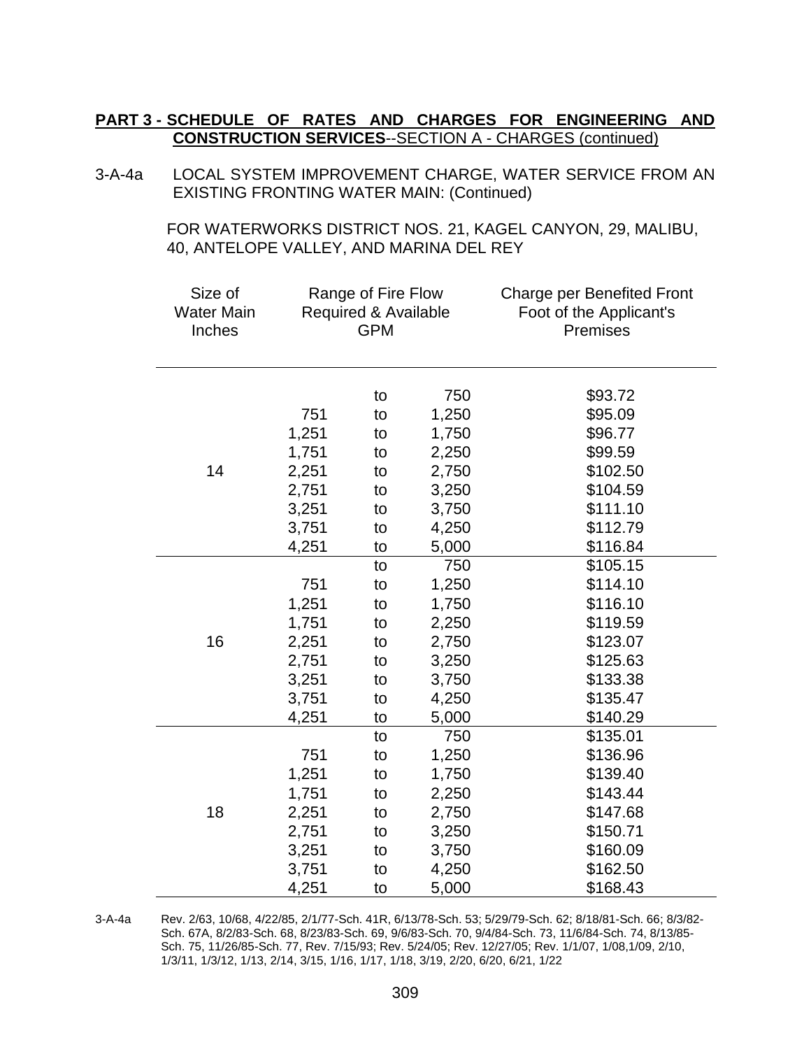**PART 3 - SCHEDULE OF RATES AND CHARGES FOR ENGINEERING AND CONSTRUCTION SERVICES**--SECTION A - CHARGES (continued)

3-A-4a LOCAL SYSTEM IMPROVEMENT CHARGE, WATER SERVICE FROM AN EXISTING FRONTING WATER MAIN: (Continued)

FOR WATERWORKS DISTRICT NOS. 21, KAGEL CANYON, 29, MALIBU, 40, ANTELOPE VALLEY, AND MARINA DEL REY

| Size of Water Main Inches | Range of Fire Flow Required & Available GPM | | | Charge per Benefited Front Foot of the Applicant's Premises |
|---|---|---|---|---|
| 14 | | to | 750 | $93.72 |
| | 751 | to | 1,250 | $95.09 |
| | 1,251 | to | 1,750 | $96.77 |
| | 1,751 | to | 2,250 | $99.59 |
| | 2,251 | to | 2,750 | $102.50 |
| | 2,751 | to | 3,250 | $104.59 |
| | 3,251 | to | 3,750 | $111.10 |
| | 3,751 | to | 4,250 | $112.79 |
| | 4,251 | to | 5,000 | $116.84 |
| 16 | | to | 750 | $105.15 |
| | 751 | to | 1,250 | $114.10 |
| | 1,251 | to | 1,750 | $116.10 |
| | 1,751 | to | 2,250 | $119.59 |
| | 2,251 | to | 2,750 | $123.07 |
| | 2,751 | to | 3,250 | $125.63 |
| | 3,251 | to | 3,750 | $133.38 |
| | 3,751 | to | 4,250 | $135.47 |
| | 4,251 | to | 5,000 | $140.29 |
| 18 | | to | 750 | $135.01 |
| | 751 | to | 1,250 | $136.96 |
| | 1,251 | to | 1,750 | $139.40 |
| | 1,751 | to | 2,250 | $143.44 |
| | 2,251 | to | 2,750 | $147.68 |
| | 2,751 | to | 3,250 | $150.71 |
| | 3,251 | to | 3,750 | $160.09 |
| | 3,751 | to | 4,250 | $162.50 |
| | 4,251 | to | 5,000 | $168.43 |

3-A-4a Rev. 2/63, 10/68, 4/22/85, 2/1/77-Sch. 41R, 6/13/78-Sch. 53; 5/29/79-Sch. 62; 8/18/81-Sch. 66; 8/3/82-Sch. 67A, 8/2/83-Sch. 68, 8/23/83-Sch. 69, 9/6/83-Sch. 70, 9/4/84-Sch. 73, 11/6/84-Sch. 74, 8/13/85-Sch. 75, 11/26/85-Sch. 77, Rev. 7/15/93; Rev. 5/24/05; Rev. 12/27/05; Rev. 1/1/07, 1/08,1/09, 2/10, 1/3/11, 1/3/12, 1/13, 2/14, 3/15, 1/16, 1/17, 1/18, 3/19, 2/20, 6/20, 6/21, 1/22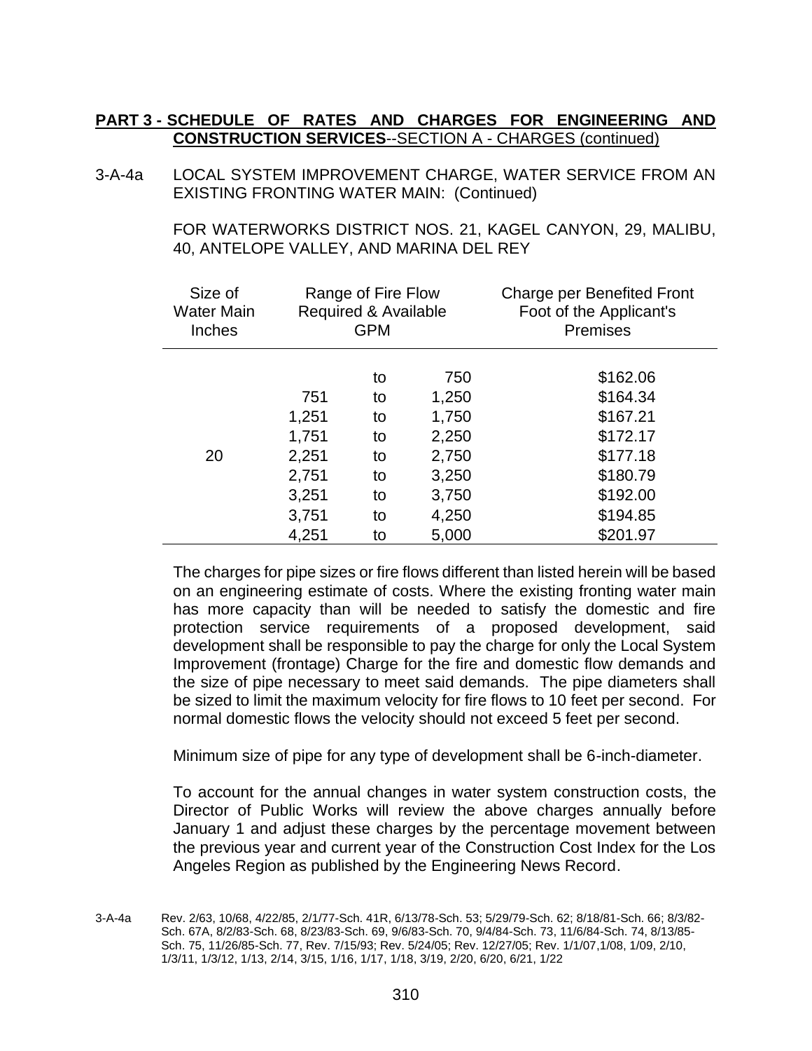**PART 3 - SCHEDULE OF RATES AND CHARGES FOR ENGINEERING AND CONSTRUCTION SERVICES**--SECTION A - CHARGES (continued)

3-A-4a LOCAL SYSTEM IMPROVEMENT CHARGE, WATER SERVICE FROM AN EXISTING FRONTING WATER MAIN: (Continued)

FOR WATERWORKS DISTRICT NOS. 21, KAGEL CANYON, 29, MALIBU, 40, ANTELOPE VALLEY, AND MARINA DEL REY

| Size of Water Main Inches | Range of Fire Flow Required & Available GPM | | | Charge per Benefited Front Foot of the Applicant's Premises |
|---|---|---|---|---|
| 20 | | to | 750 | $162.06 |
| | 751 | to | 1,250 | $164.34 |
| | 1,251 | to | 1,750 | $167.21 |
| | 1,751 | to | 2,250 | $172.17 |
| | 2,251 | to | 2,750 | $177.18 |
| | 2,751 | to | 3,250 | $180.79 |
| | 3,251 | to | 3,750 | $192.00 |
| | 3,751 | to | 4,250 | $194.85 |
| | 4,251 | to | 5,000 | $201.97 |

The charges for pipe sizes or fire flows different than listed herein will be based on an engineering estimate of costs. Where the existing fronting water main has more capacity than will be needed to satisfy the domestic and fire protection service requirements of a proposed development, said development shall be responsible to pay the charge for only the Local System Improvement (frontage) Charge for the fire and domestic flow demands and the size of pipe necessary to meet said demands. The pipe diameters shall be sized to limit the maximum velocity for fire flows to 10 feet per second. For normal domestic flows the velocity should not exceed 5 feet per second.

Minimum size of pipe for any type of development shall be 6-inch-diameter.

To account for the annual changes in water system construction costs, the Director of Public Works will review the above charges annually before January 1 and adjust these charges by the percentage movement between the previous year and current year of the Construction Cost Index for the Los Angeles Region as published by the Engineering News Record.

3-A-4a Rev. 2/63, 10/68, 4/22/85, 2/1/77-Sch. 41R, 6/13/78-Sch. 53; 5/29/79-Sch. 62; 8/18/81-Sch. 66; 8/3/82-Sch. 67A, 8/2/83-Sch. 68, 8/23/83-Sch. 69, 9/6/83-Sch. 70, 9/4/84-Sch. 73, 11/6/84-Sch. 74, 8/13/85-Sch. 75, 11/26/85-Sch. 77, Rev. 7/15/93; Rev. 5/24/05; Rev. 12/27/05; Rev. 1/1/07,1/08, 1/09, 2/10, 1/3/11, 1/3/12, 1/13, 2/14, 3/15, 1/16, 1/17, 1/18, 3/19, 2/20, 6/20, 6/21, 1/22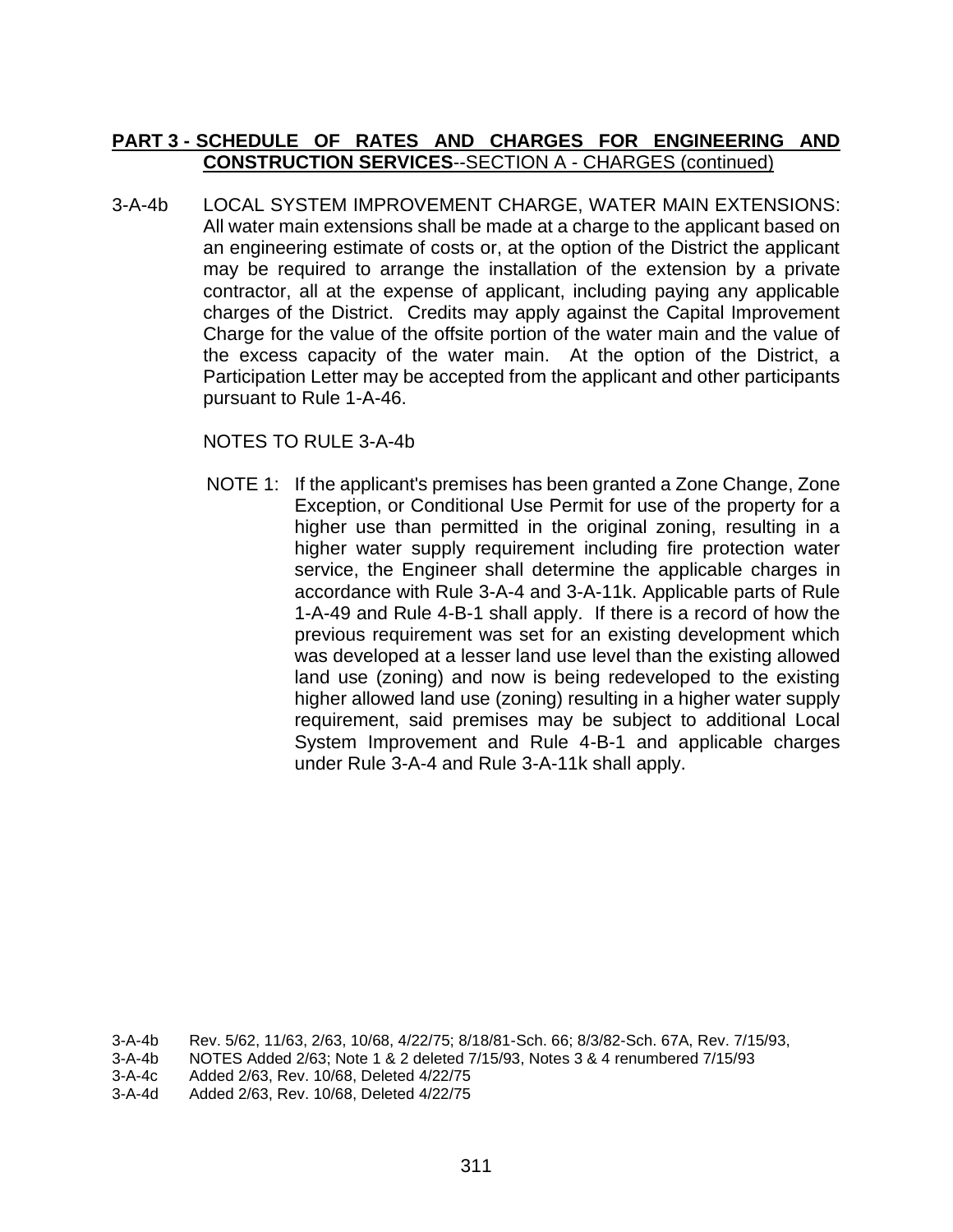**PART 3 - SCHEDULE OF RATES AND CHARGES FOR ENGINEERING AND CONSTRUCTION SERVICES**--SECTION A - CHARGES (continued)

3-A-4b LOCAL SYSTEM IMPROVEMENT CHARGE, WATER MAIN EXTENSIONS: All water main extensions shall be made at a charge to the applicant based on an engineering estimate of costs or, at the option of the District the applicant may be required to arrange the installation of the extension by a private contractor, all at the expense of applicant, including paying any applicable charges of the District. Credits may apply against the Capital Improvement Charge for the value of the offsite portion of the water main and the value of the excess capacity of the water main. At the option of the District, a Participation Letter may be accepted from the applicant and other participants pursuant to Rule 1-A-46.

NOTES TO RULE 3-A-4b

NOTE 1: If the applicant's premises has been granted a Zone Change, Zone Exception, or Conditional Use Permit for use of the property for a higher use than permitted in the original zoning, resulting in a higher water supply requirement including fire protection water service, the Engineer shall determine the applicable charges in accordance with Rule 3-A-4 and 3-A-11k. Applicable parts of Rule 1-A-49 and Rule 4-B-1 shall apply. If there is a record of how the previous requirement was set for an existing development which was developed at a lesser land use level than the existing allowed land use (zoning) and now is being redeveloped to the existing higher allowed land use (zoning) resulting in a higher water supply requirement, said premises may be subject to additional Local System Improvement and Rule 4-B-1 and applicable charges under Rule 3-A-4 and Rule 3-A-11k shall apply.

3-A-4b Rev. 5/62, 11/63, 2/63, 10/68, 4/22/75; 8/18/81-Sch. 66; 8/3/82-Sch. 67A, Rev. 7/15/93,
3-A-4b NOTES Added 2/63; Note 1 & 2 deleted 7/15/93, Notes 3 & 4 renumbered 7/15/93
3-A-4c Added 2/63, Rev. 10/68, Deleted 4/22/75
3-A-4d Added 2/63, Rev. 10/68, Deleted 4/22/75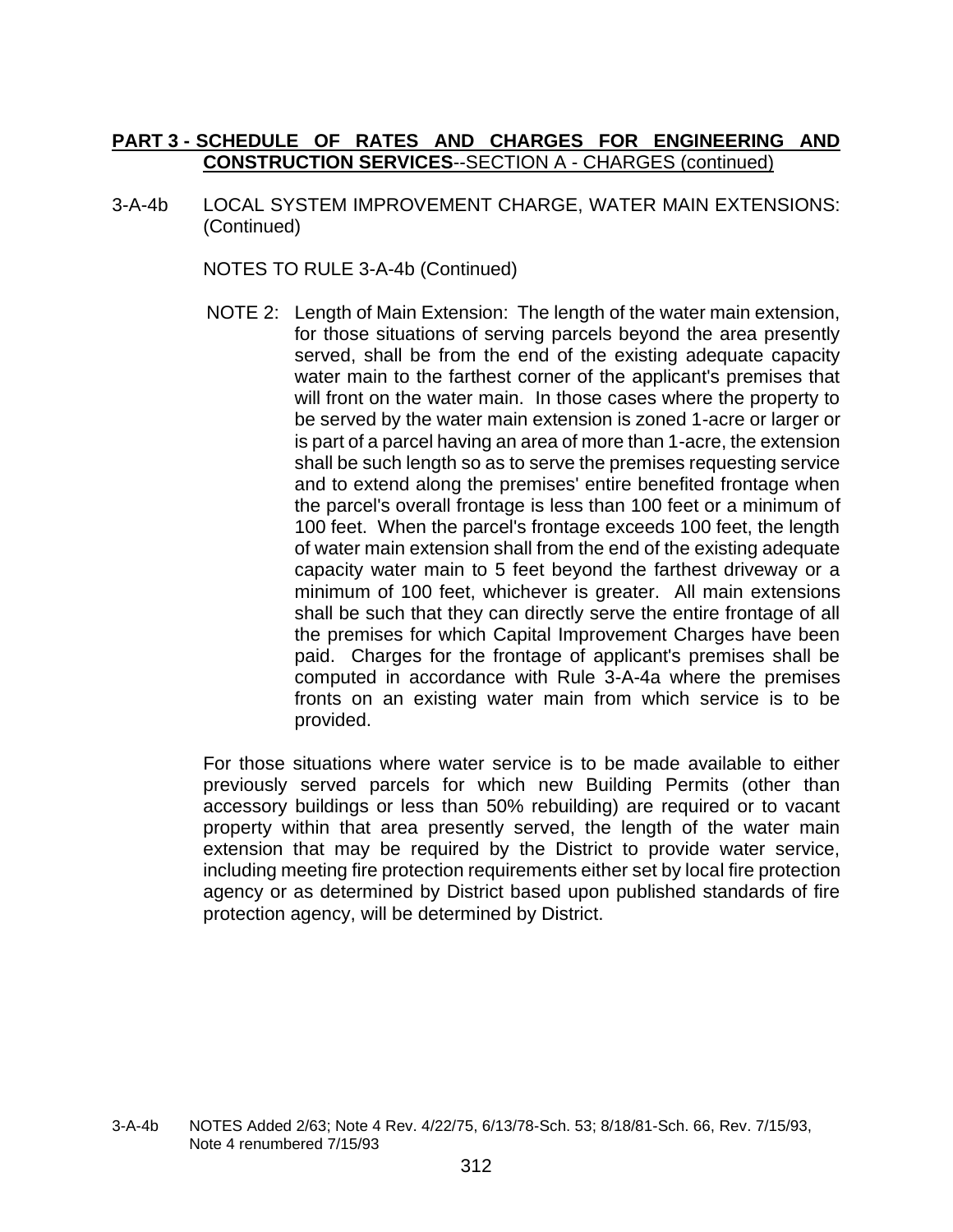**PART 3 - SCHEDULE OF RATES AND CHARGES FOR ENGINEERING AND CONSTRUCTION SERVICES**--SECTION A - CHARGES (continued)

3-A-4b LOCAL SYSTEM IMPROVEMENT CHARGE, WATER MAIN EXTENSIONS: (Continued)

NOTES TO RULE 3-A-4b (Continued)

NOTE 2: Length of Main Extension: The length of the water main extension, for those situations of serving parcels beyond the area presently served, shall be from the end of the existing adequate capacity water main to the farthest corner of the applicant's premises that will front on the water main. In those cases where the property to be served by the water main extension is zoned 1-acre or larger or is part of a parcel having an area of more than 1-acre, the extension shall be such length so as to serve the premises requesting service and to extend along the premises' entire benefited frontage when the parcel's overall frontage is less than 100 feet or a minimum of 100 feet. When the parcel's frontage exceeds 100 feet, the length of water main extension shall from the end of the existing adequate capacity water main to 5 feet beyond the farthest driveway or a minimum of 100 feet, whichever is greater. All main extensions shall be such that they can directly serve the entire frontage of all the premises for which Capital Improvement Charges have been paid. Charges for the frontage of applicant's premises shall be computed in accordance with Rule 3-A-4a where the premises fronts on an existing water main from which service is to be provided.

For those situations where water service is to be made available to either previously served parcels for which new Building Permits (other than accessory buildings or less than 50% rebuilding) are required or to vacant property within that area presently served, the length of the water main extension that may be required by the District to provide water service, including meeting fire protection requirements either set by local fire protection agency or as determined by District based upon published standards of fire protection agency, will be determined by District.

3-A-4b NOTES Added 2/63; Note 4 Rev. 4/22/75, 6/13/78-Sch. 53; 8/18/81-Sch. 66, Rev. 7/15/93, Note 4 renumbered 7/15/93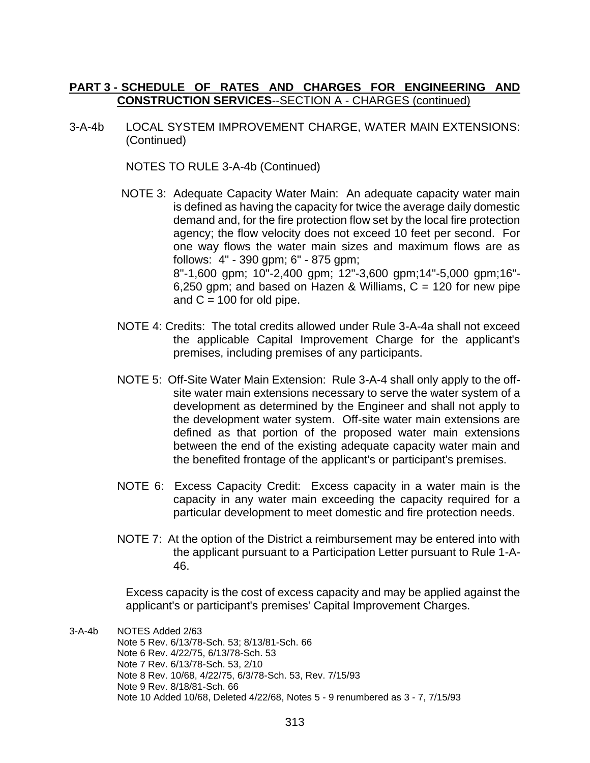**PART 3 - SCHEDULE OF RATES AND CHARGES FOR ENGINEERING AND CONSTRUCTION SERVICES**--SECTION A - CHARGES (continued)

3-A-4b LOCAL SYSTEM IMPROVEMENT CHARGE, WATER MAIN EXTENSIONS: (Continued)

NOTES TO RULE 3-A-4b (Continued)

NOTE 3: Adequate Capacity Water Main: An adequate capacity water main is defined as having the capacity for twice the average daily domestic demand and, for the fire protection flow set by the local fire protection agency; the flow velocity does not exceed 10 feet per second. For one way flows the water main sizes and maximum flows are as follows: 4" - 390 gpm; 6" - 875 gpm; 8"-1,600 gpm; 10"-2,400 gpm; 12"-3,600 gpm;14"-5,000 gpm;16"-6,250 gpm; and based on Hazen & Williams, C = 120 for new pipe and C = 100 for old pipe.

NOTE 4: Credits: The total credits allowed under Rule 3-A-4a shall not exceed the applicable Capital Improvement Charge for the applicant's premises, including premises of any participants.

NOTE 5: Off-Site Water Main Extension: Rule 3-A-4 shall only apply to the off-site water main extensions necessary to serve the water system of a development as determined by the Engineer and shall not apply to the development water system. Off-site water main extensions are defined as that portion of the proposed water main extensions between the end of the existing adequate capacity water main and the benefited frontage of the applicant's or participant's premises.

NOTE 6: Excess Capacity Credit: Excess capacity in a water main is the capacity in any water main exceeding the capacity required for a particular development to meet domestic and fire protection needs.

NOTE 7: At the option of the District a reimbursement may be entered into with the applicant pursuant to a Participation Letter pursuant to Rule 1-A-46.

Excess capacity is the cost of excess capacity and may be applied against the applicant's or participant's premises' Capital Improvement Charges.

3-A-4b NOTES Added 2/63
Note 5 Rev. 6/13/78-Sch. 53; 8/13/81-Sch. 66
Note 6 Rev. 4/22/75, 6/13/78-Sch. 53
Note 7 Rev. 6/13/78-Sch. 53, 2/10
Note 8 Rev. 10/68, 4/22/75, 6/3/78-Sch. 53, Rev. 7/15/93
Note 9 Rev. 8/18/81-Sch. 66
Note 10 Added 10/68, Deleted 4/22/68, Notes 5 - 9 renumbered as 3 - 7, 7/15/93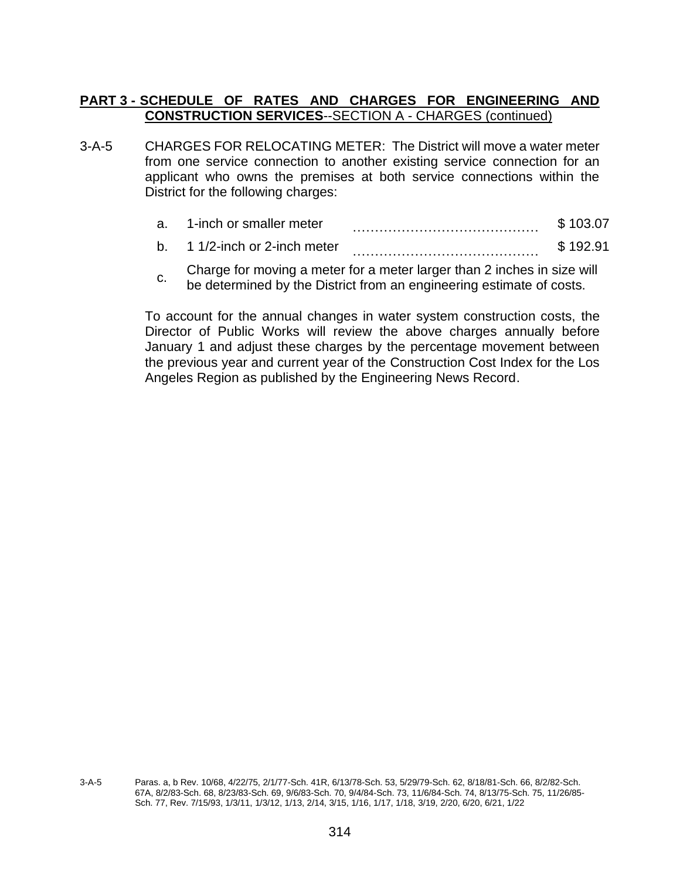**PART 3 - SCHEDULE OF RATES AND CHARGES FOR ENGINEERING AND CONSTRUCTION SERVICES**--SECTION A - CHARGES (continued)

3-A-5 CHARGES FOR RELOCATING METER: The District will move a water meter from one service connection to another existing service connection for an applicant who owns the premises at both service connections within the District for the following charges:

a. 1-inch or smaller meter …………………………………… $ 103.07

b. 1 1/2-inch or 2-inch meter …………………………………… $ 192.91

c. Charge for moving a meter for a meter larger than 2 inches in size will be determined by the District from an engineering estimate of costs.

To account for the annual changes in water system construction costs, the Director of Public Works will review the above charges annually before January 1 and adjust these charges by the percentage movement between the previous year and current year of the Construction Cost Index for the Los Angeles Region as published by the Engineering News Record.

3-A-5 Paras. a, b Rev. 10/68, 4/22/75, 2/1/77-Sch. 41R, 6/13/78-Sch. 53, 5/29/79-Sch. 62, 8/18/81-Sch. 66, 8/2/82-Sch. 67A, 8/2/83-Sch. 68, 8/23/83-Sch. 69, 9/6/83-Sch. 70, 9/4/84-Sch. 73, 11/6/84-Sch. 74, 8/13/75-Sch. 75, 11/26/85-Sch. 77, Rev. 7/15/93, 1/3/11, 1/3/12, 1/13, 2/14, 3/15, 1/16, 1/17, 1/18, 3/19, 2/20, 6/20, 6/21, 1/22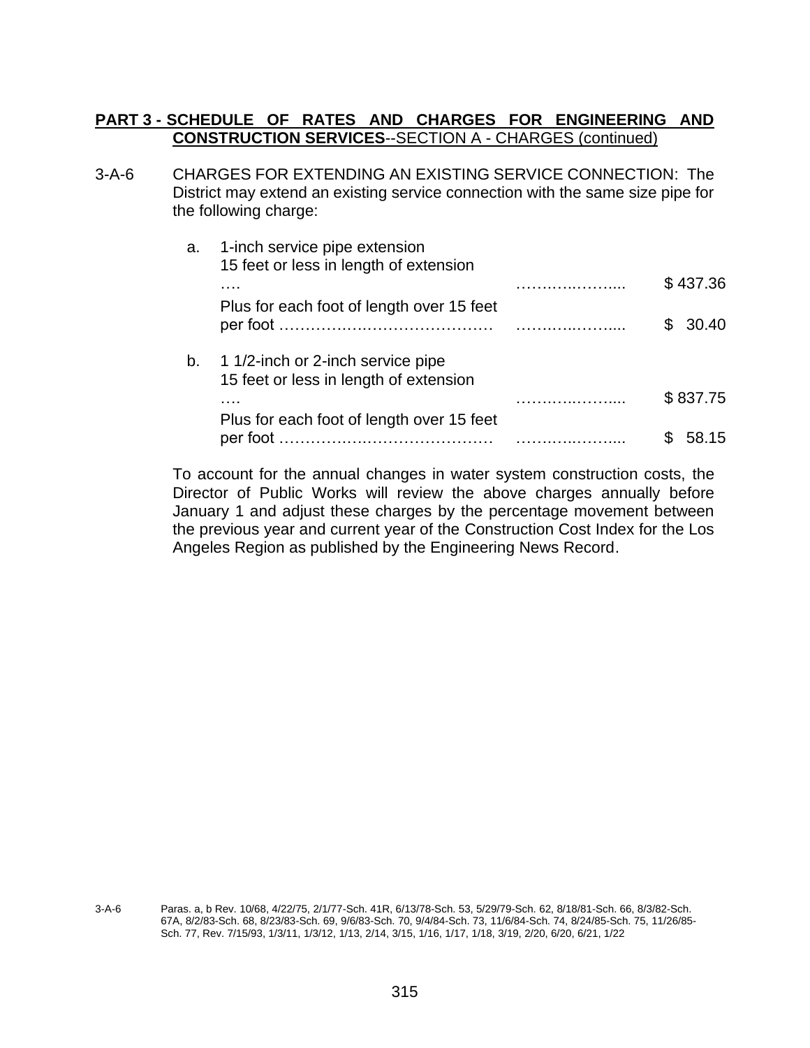**PART 3 - SCHEDULE OF RATES AND CHARGES FOR ENGINEERING AND CONSTRUCTION SERVICES**--SECTION A - CHARGES (continued)

3-A-6 CHARGES FOR EXTENDING AN EXISTING SERVICE CONNECTION: The District may extend an existing service connection with the same size pipe for the following charge:

a. 1-inch service pipe extension

| | | |
|---|---|---|
| 15 feet or less in length of extension …. | ……….……..... | $ 437.36 |
| Plus for each foot of length over 15 feet per foot ………………………………… | ……….……..... | $ 30.40 |

b. 1 1/2-inch or 2-inch service pipe

| | | |
|---|---|---|
| 15 feet or less in length of extension …. | ……….……..... | $ 837.75 |
| Plus for each foot of length over 15 feet per foot ………………………………… | ……….……..... | $ 58.15 |

To account for the annual changes in water system construction costs, the Director of Public Works will review the above charges annually before January 1 and adjust these charges by the percentage movement between the previous year and current year of the Construction Cost Index for the Los Angeles Region as published by the Engineering News Record.

3-A-6 Paras. a, b Rev. 10/68, 4/22/75, 2/1/77-Sch. 41R, 6/13/78-Sch. 53, 5/29/79-Sch. 62, 8/18/81-Sch. 66, 8/3/82-Sch. 67A, 8/2/83-Sch. 68, 8/23/83-Sch. 69, 9/6/83-Sch. 70, 9/4/84-Sch. 73, 11/6/84-Sch. 74, 8/24/85-Sch. 75, 11/26/85-Sch. 77, Rev. 7/15/93, 1/3/11, 1/3/12, 1/13, 2/14, 3/15, 1/16, 1/17, 1/18, 3/19, 2/20, 6/20, 6/21, 1/22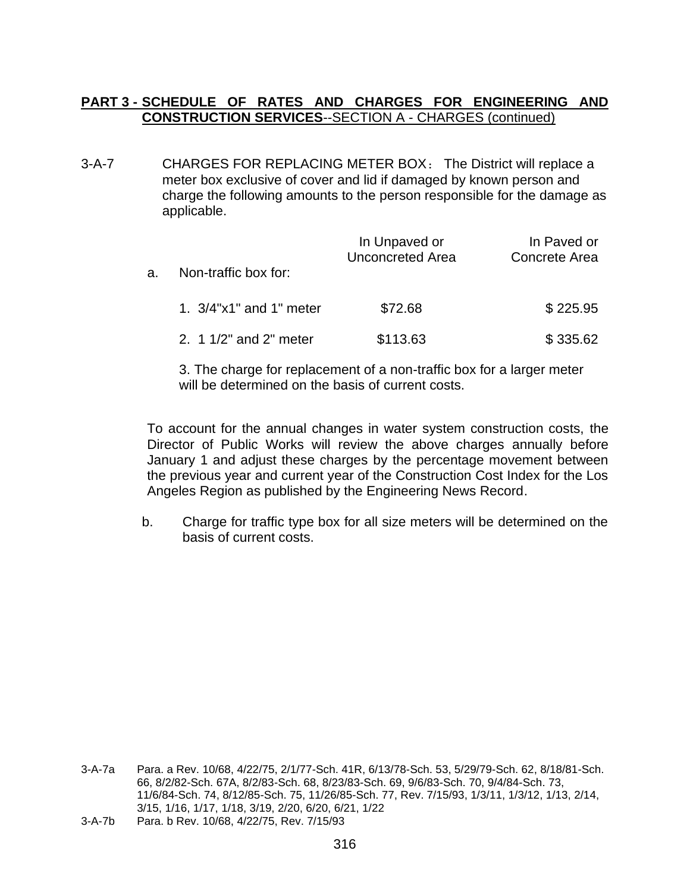**PART 3 - SCHEDULE OF RATES AND CHARGES FOR ENGINEERING AND CONSTRUCTION SERVICES**--SECTION A - CHARGES (continued)

3-A-7 CHARGES FOR REPLACING METER BOX： The District will replace a meter box exclusive of cover and lid if damaged by known person and charge the following amounts to the person responsible for the damage as applicable.

| | | In Unpaved or Unconcreted Area | In Paved or Concrete Area |
|---|---|---|---|
| a. | Non-traffic box for: | | |
| | 1. 3/4"x1" and 1" meter | $72.68 | $ 225.95 |
| | 2. 1 1/2" and 2" meter | $113.63 | $ 335.62 |

3. The charge for replacement of a non-traffic box for a larger meter will be determined on the basis of current costs.

To account for the annual changes in water system construction costs, the Director of Public Works will review the above charges annually before January 1 and adjust these charges by the percentage movement between the previous year and current year of the Construction Cost Index for the Los Angeles Region as published by the Engineering News Record.

b. Charge for traffic type box for all size meters will be determined on the basis of current costs.

3-A-7a Para. a Rev. 10/68, 4/22/75, 2/1/77-Sch. 41R, 6/13/78-Sch. 53, 5/29/79-Sch. 62, 8/18/81-Sch. 66, 8/2/82-Sch. 67A, 8/2/83-Sch. 68, 8/23/83-Sch. 69, 9/6/83-Sch. 70, 9/4/84-Sch. 73, 11/6/84-Sch. 74, 8/12/85-Sch. 75, 11/26/85-Sch. 77, Rev. 7/15/93, 1/3/11, 1/3/12, 1/13, 2/14, 3/15, 1/16, 1/17, 1/18, 3/19, 2/20, 6/20, 6/21, 1/22

3-A-7b Para. b Rev. 10/68, 4/22/75, Rev. 7/15/93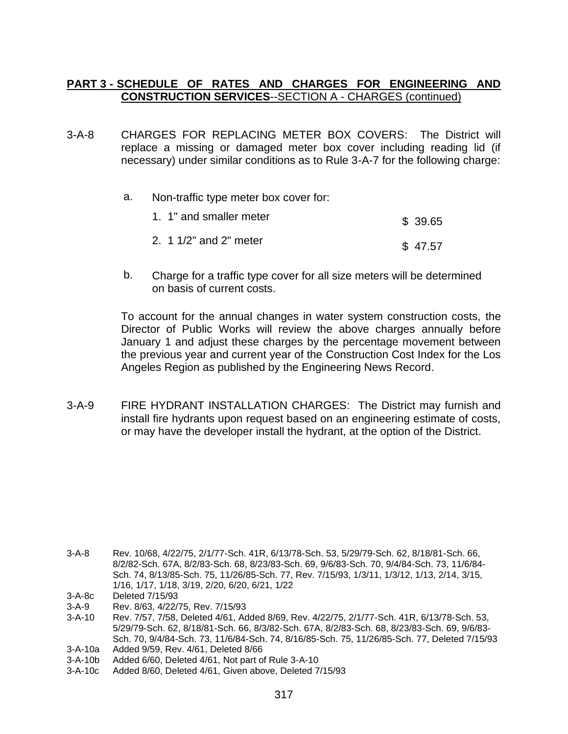**PART 3 - SCHEDULE OF RATES AND CHARGES FOR ENGINEERING AND CONSTRUCTION SERVICES**--SECTION A - CHARGES (continued)

3-A-8 CHARGES FOR REPLACING METER BOX COVERS: The District will replace a missing or damaged meter box cover including reading lid (if necessary) under similar conditions as to Rule 3-A-7 for the following charge:

a. Non-traffic type meter box cover for:

| | |
|---|---|
| 1. 1" and smaller meter | $ 39.65 |
| 2. 1 1/2" and 2" meter | $ 47.57 |

b. Charge for a traffic type cover for all size meters will be determined on basis of current costs.

To account for the annual changes in water system construction costs, the Director of Public Works will review the above charges annually before January 1 and adjust these charges by the percentage movement between the previous year and current year of the Construction Cost Index for the Los Angeles Region as published by the Engineering News Record.

3-A-9 FIRE HYDRANT INSTALLATION CHARGES: The District may furnish and install fire hydrants upon request based on an engineering estimate of costs, or may have the developer install the hydrant, at the option of the District.

3-A-8 Rev. 10/68, 4/22/75, 2/1/77-Sch. 41R, 6/13/78-Sch. 53, 5/29/79-Sch. 62, 8/18/81-Sch. 66, 8/2/82-Sch. 67A, 8/2/83-Sch. 68, 8/23/83-Sch. 69, 9/6/83-Sch. 70, 9/4/84-Sch. 73, 11/6/84-Sch. 74, 8/13/85-Sch. 75, 11/26/85-Sch. 77, Rev. 7/15/93, 1/3/11, 1/3/12, 1/13, 2/14, 3/15, 1/16, 1/17, 1/18, 3/19, 2/20, 6/20, 6/21, 1/22

3-A-8c Deleted 7/15/93

3-A-9 Rev. 8/63, 4/22/75, Rev. 7/15/93

3-A-10 Rev. 7/57, 7/58, Deleted 4/61, Added 8/69, Rev. 4/22/75, 2/1/77-Sch. 41R, 6/13/78-Sch. 53, 5/29/79-Sch. 62, 8/18/81-Sch. 66, 8/3/82-Sch. 67A, 8/2/83-Sch. 68, 8/23/83-Sch. 69, 9/6/83-Sch. 70, 9/4/84-Sch. 73, 11/6/84-Sch. 74, 8/16/85-Sch. 75, 11/26/85-Sch. 77, Deleted 7/15/93

3-A-10a Added 9/59, Rev. 4/61, Deleted 8/66

3-A-10b Added 6/60, Deleted 4/61, Not part of Rule 3-A-10

3-A-10c Added 8/60, Deleted 4/61, Given above, Deleted 7/15/93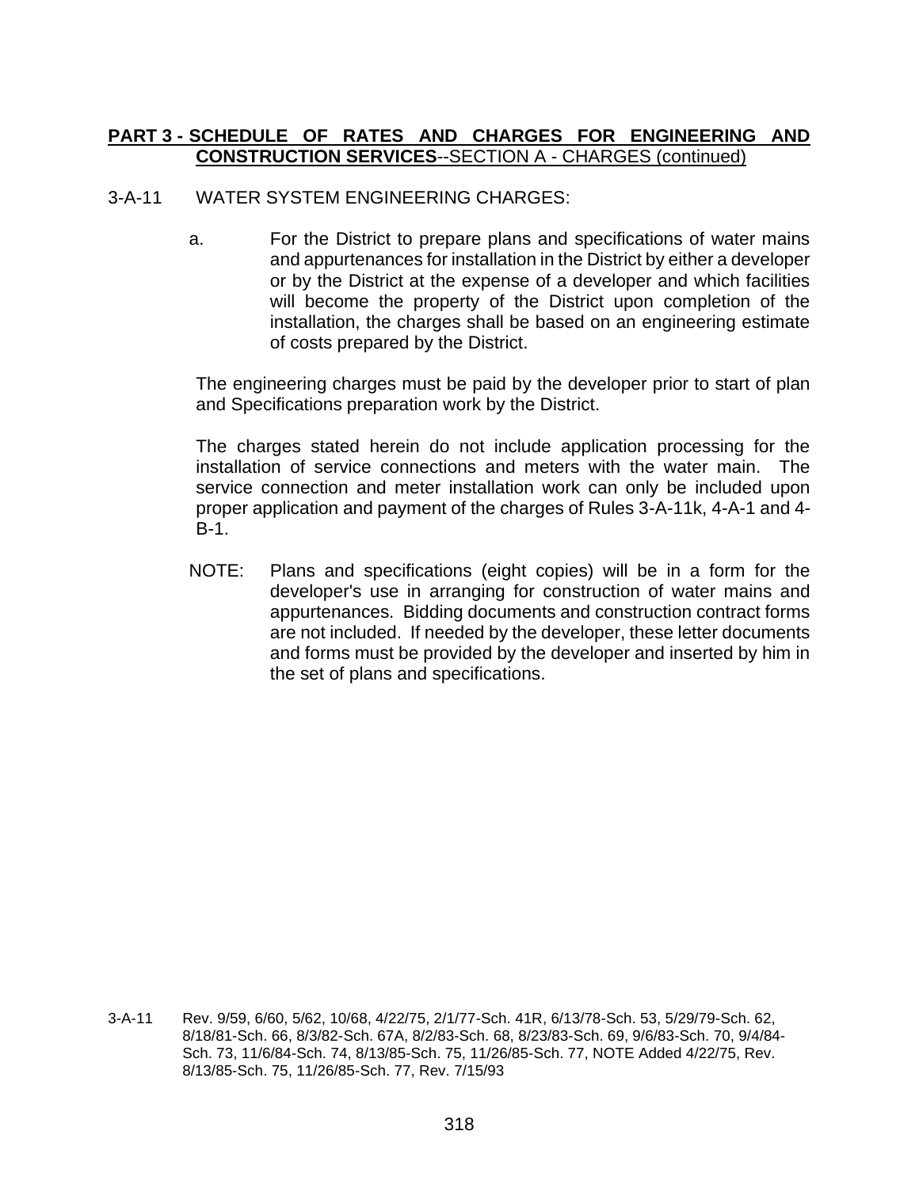**PART 3 - SCHEDULE OF RATES AND CHARGES FOR ENGINEERING AND CONSTRUCTION SERVICES**--SECTION A - CHARGES (continued)

3-A-11 WATER SYSTEM ENGINEERING CHARGES:

a. For the District to prepare plans and specifications of water mains and appurtenances for installation in the District by either a developer or by the District at the expense of a developer and which facilities will become the property of the District upon completion of the installation, the charges shall be based on an engineering estimate of costs prepared by the District.

The engineering charges must be paid by the developer prior to start of plan and Specifications preparation work by the District.

The charges stated herein do not include application processing for the installation of service connections and meters with the water main. The service connection and meter installation work can only be included upon proper application and payment of the charges of Rules 3-A-11k, 4-A-1 and 4-B-1.

NOTE: Plans and specifications (eight copies) will be in a form for the developer's use in arranging for construction of water mains and appurtenances. Bidding documents and construction contract forms are not included. If needed by the developer, these letter documents and forms must be provided by the developer and inserted by him in the set of plans and specifications.

3-A-11 Rev. 9/59, 6/60, 5/62, 10/68, 4/22/75, 2/1/77-Sch. 41R, 6/13/78-Sch. 53, 5/29/79-Sch. 62, 8/18/81-Sch. 66, 8/3/82-Sch. 67A, 8/2/83-Sch. 68, 8/23/83-Sch. 69, 9/6/83-Sch. 70, 9/4/84-Sch. 73, 11/6/84-Sch. 74, 8/13/85-Sch. 75, 11/26/85-Sch. 77, NOTE Added 4/22/75, Rev. 8/13/85-Sch. 75, 11/26/85-Sch. 77, Rev. 7/15/93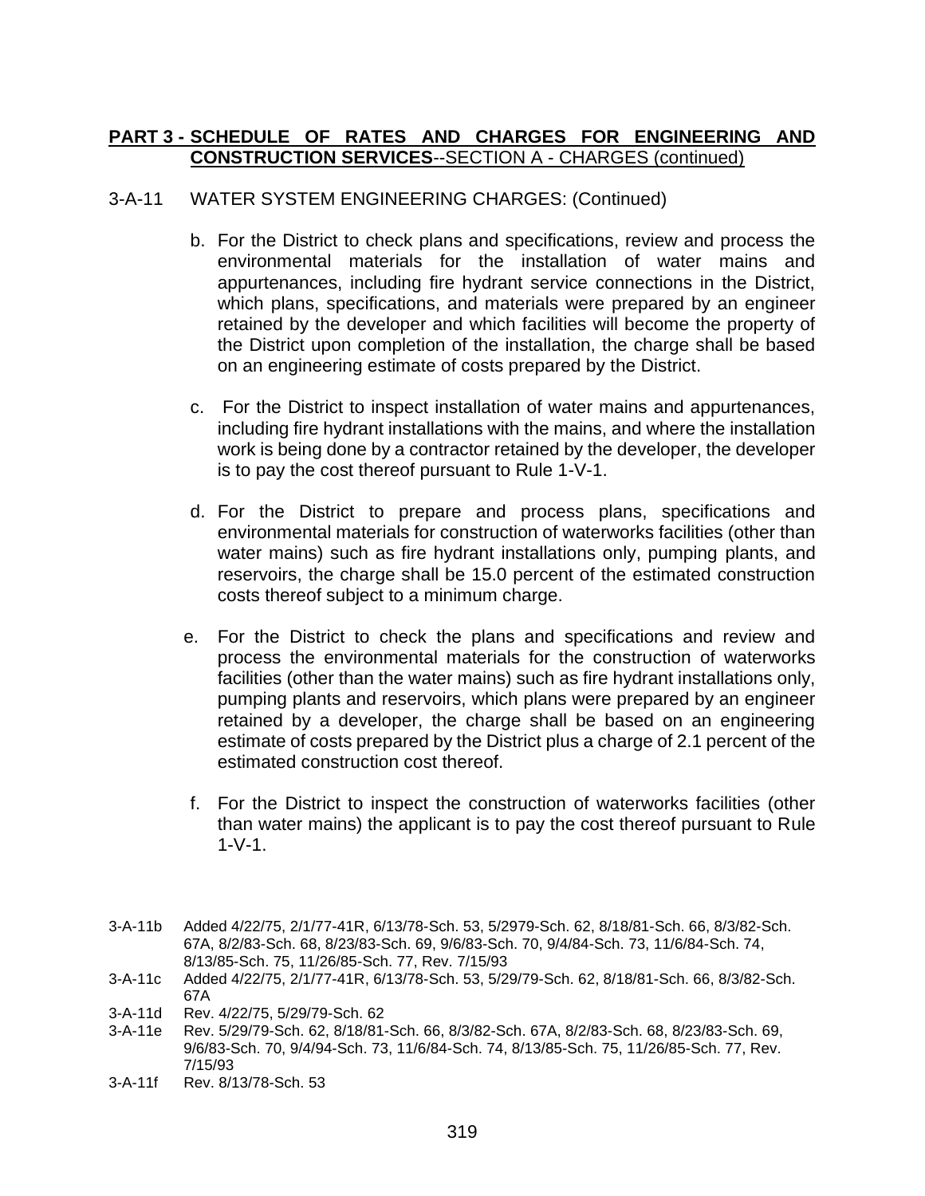**PART 3 - SCHEDULE OF RATES AND CHARGES FOR ENGINEERING AND CONSTRUCTION SERVICES**--SECTION A - CHARGES (continued)

3-A-11 WATER SYSTEM ENGINEERING CHARGES: (Continued)

b. For the District to check plans and specifications, review and process the environmental materials for the installation of water mains and appurtenances, including fire hydrant service connections in the District, which plans, specifications, and materials were prepared by an engineer retained by the developer and which facilities will become the property of the District upon completion of the installation, the charge shall be based on an engineering estimate of costs prepared by the District.

c. For the District to inspect installation of water mains and appurtenances, including fire hydrant installations with the mains, and where the installation work is being done by a contractor retained by the developer, the developer is to pay the cost thereof pursuant to Rule 1-V-1.

d. For the District to prepare and process plans, specifications and environmental materials for construction of waterworks facilities (other than water mains) such as fire hydrant installations only, pumping plants, and reservoirs, the charge shall be 15.0 percent of the estimated construction costs thereof subject to a minimum charge.

e. For the District to check the plans and specifications and review and process the environmental materials for the construction of waterworks facilities (other than the water mains) such as fire hydrant installations only, pumping plants and reservoirs, which plans were prepared by an engineer retained by a developer, the charge shall be based on an engineering estimate of costs prepared by the District plus a charge of 2.1 percent of the estimated construction cost thereof.

f. For the District to inspect the construction of waterworks facilities (other than water mains) the applicant is to pay the cost thereof pursuant to Rule 1-V-1.

3-A-11b Added 4/22/75, 2/1/77-41R, 6/13/78-Sch. 53, 5/2979-Sch. 62, 8/18/81-Sch. 66, 8/3/82-Sch. 67A, 8/2/83-Sch. 68, 8/23/83-Sch. 69, 9/6/83-Sch. 70, 9/4/84-Sch. 73, 11/6/84-Sch. 74, 8/13/85-Sch. 75, 11/26/85-Sch. 77, Rev. 7/15/93

3-A-11c Added 4/22/75, 2/1/77-41R, 6/13/78-Sch. 53, 5/29/79-Sch. 62, 8/18/81-Sch. 66, 8/3/82-Sch. 67A

3-A-11d Rev. 4/22/75, 5/29/79-Sch. 62

3-A-11e Rev. 5/29/79-Sch. 62, 8/18/81-Sch. 66, 8/3/82-Sch. 67A, 8/2/83-Sch. 68, 8/23/83-Sch. 69, 9/6/83-Sch. 70, 9/4/94-Sch. 73, 11/6/84-Sch. 74, 8/13/85-Sch. 75, 11/26/85-Sch. 77, Rev. 7/15/93

3-A-11f Rev. 8/13/78-Sch. 53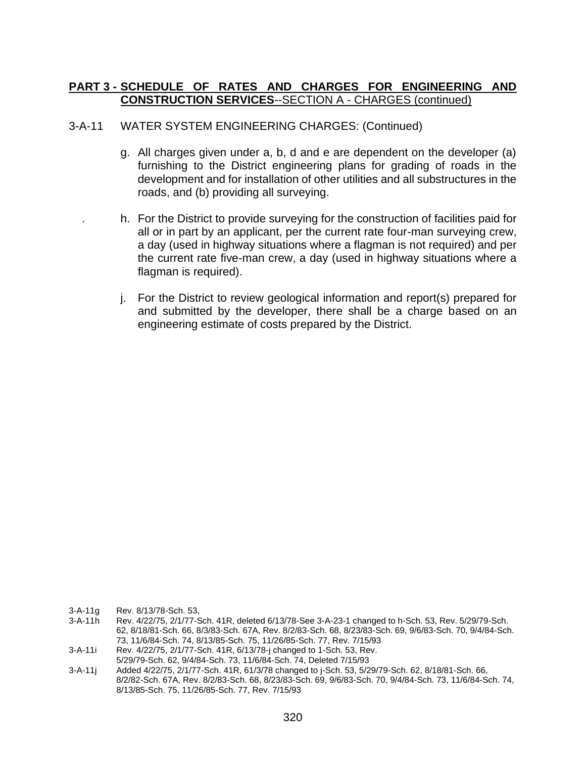**PART 3 - SCHEDULE OF RATES AND CHARGES FOR ENGINEERING AND CONSTRUCTION SERVICES**--SECTION A - CHARGES (continued)

3-A-11 WATER SYSTEM ENGINEERING CHARGES: (Continued)

g. All charges given under a, b, d and e are dependent on the developer (a) furnishing to the District engineering plans for grading of roads in the development and for installation of other utilities and all substructures in the roads, and (b) providing all surveying.

. h. For the District to provide surveying for the construction of facilities paid for all or in part by an applicant, per the current rate four-man surveying crew, a day (used in highway situations where a flagman is not required) and per the current rate five-man crew, a day (used in highway situations where a flagman is required).

j. For the District to review geological information and report(s) prepared for and submitted by the developer, there shall be a charge based on an engineering estimate of costs prepared by the District.

3-A-11g Rev. 8/13/78-Sch. 53,
3-A-11h Rev. 4/22/75, 2/1/77-Sch. 41R, deleted 6/13/78-See 3-A-23-1 changed to h-Sch. 53, Rev. 5/29/79-Sch. 62, 8/18/81-Sch. 66, 8/3/83-Sch. 67A, Rev. 8/2/83-Sch. 68, 8/23/83-Sch. 69, 9/6/83-Sch. 70, 9/4/84-Sch. 73, 11/6/84-Sch. 74, 8/13/85-Sch. 75, 11/26/85-Sch. 77, Rev. 7/15/93
3-A-11i Rev. 4/22/75, 2/1/77-Sch. 41R, 6/13/78-j changed to 1-Sch. 53, Rev. 5/29/79-Sch. 62, 9/4/84-Sch. 73, 11/6/84-Sch. 74, Deleted 7/15/93
3-A-11j Added 4/22/75, 2/1/77-Sch. 41R, 61/3/78 changed to j-Sch. 53, 5/29/79-Sch. 62, 8/18/81-Sch. 66, 8/2/82-Sch. 67A, Rev. 8/2/83-Sch. 68, 8/23/83-Sch. 69, 9/6/83-Sch. 70, 9/4/84-Sch. 73, 11/6/84-Sch. 74, 8/13/85-Sch. 75, 11/26/85-Sch. 77, Rev. 7/15/93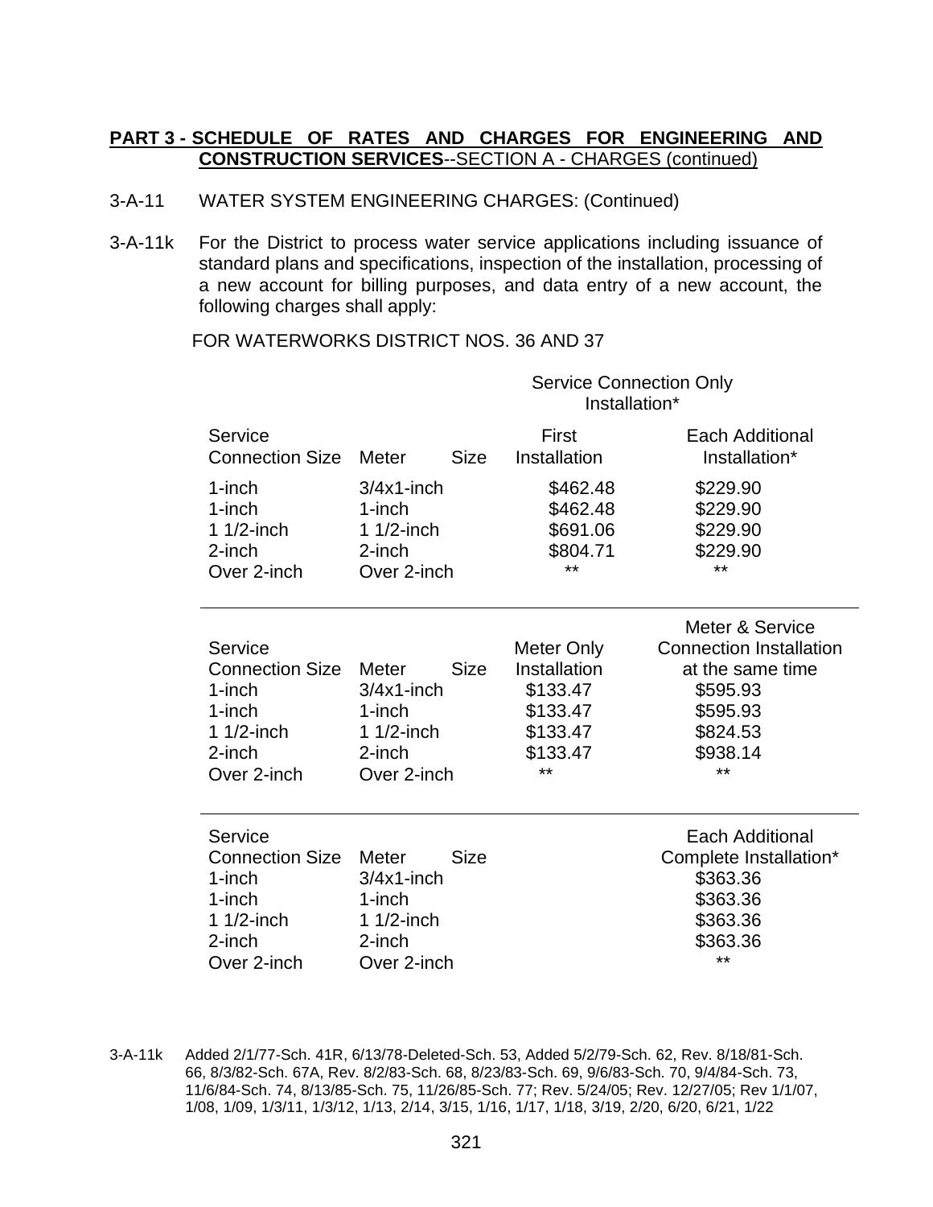## PART 3 - SCHEDULE OF RATES AND CHARGES FOR ENGINEERING AND CONSTRUCTION SERVICES--SECTION A - CHARGES (continued)

3-A-11 WATER SYSTEM ENGINEERING CHARGES: (Continued)

3-A-11k For the District to process water service applications including issuance of standard plans and specifications, inspection of the installation, processing of a new account for billing purposes, and data entry of a new account, the following charges shall apply:

FOR WATERWORKS DISTRICT NOS. 36 AND 37

| | | Service Connection Only Installation* | |
|---|---|---|---|
| Service Connection Size | Meter Size | First Installation | Each Additional Installation* |
| 1-inch | 3/4x1-inch | $462.48 | $229.90 |
| 1-inch | 1-inch | $462.48 | $229.90 |
| 1 1/2-inch | 1 1/2-inch | $691.06 | $229.90 |
| 2-inch | 2-inch | $804.71 | $229.90 |
| Over 2-inch | Over 2-inch | ** | ** |

| Service Connection Size | Meter Size | Meter Only Installation | Meter & Service Connection Installation at the same time |
|---|---|---|---|
| 1-inch | 3/4x1-inch | $133.47 | $595.93 |
| 1-inch | 1-inch | $133.47 | $595.93 |
| 1 1/2-inch | 1 1/2-inch | $133.47 | $824.53 |
| 2-inch | 2-inch | $133.47 | $938.14 |
| Over 2-inch | Over 2-inch | ** | ** |

| Service Connection Size | Meter Size | Each Additional Complete Installation* |
|---|---|---|
| 1-inch | 3/4x1-inch | $363.36 |
| 1-inch | 1-inch | $363.36 |
| 1 1/2-inch | 1 1/2-inch | $363.36 |
| 2-inch | 2-inch | $363.36 |
| Over 2-inch | Over 2-inch | ** |

3-A-11k Added 2/1/77-Sch. 41R, 6/13/78-Deleted-Sch. 53, Added 5/2/79-Sch. 62, Rev. 8/18/81-Sch. 66, 8/3/82-Sch. 67A, Rev. 8/2/83-Sch. 68, 8/23/83-Sch. 69, 9/6/83-Sch. 70, 9/4/84-Sch. 73, 11/6/84-Sch. 74, 8/13/85-Sch. 75, 11/26/85-Sch. 77; Rev. 5/24/05; Rev. 12/27/05; Rev 1/1/07, 1/08, 1/09, 1/3/11, 1/3/12, 1/13, 2/14, 3/15, 1/16, 1/17, 1/18, 3/19, 2/20, 6/20, 6/21, 1/22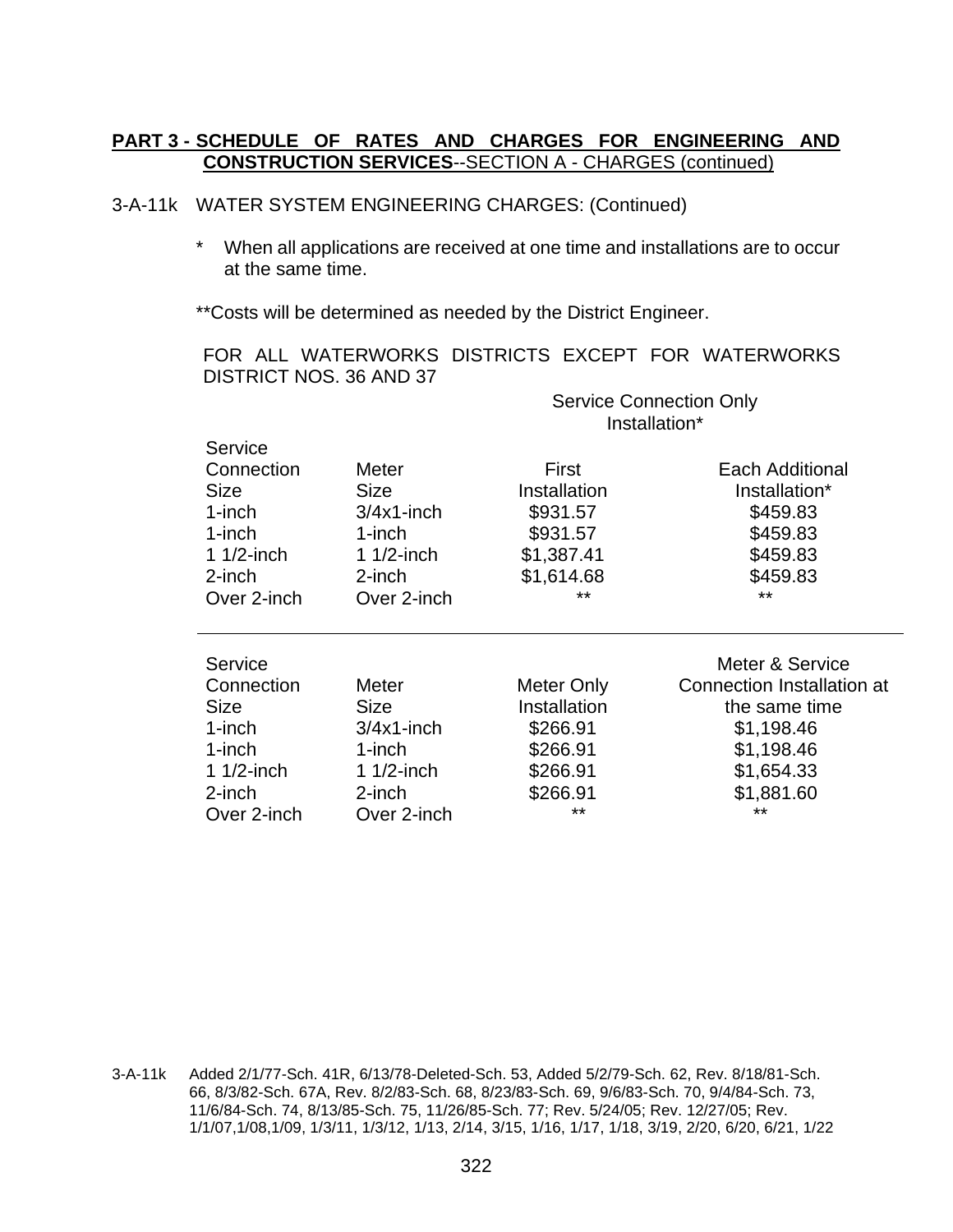**PART 3 - SCHEDULE OF RATES AND CHARGES FOR ENGINEERING AND CONSTRUCTION SERVICES**--SECTION A - CHARGES (continued)

3-A-11k WATER SYSTEM ENGINEERING CHARGES: (Continued)

\* When all applications are received at one time and installations are to occur at the same time.

\*\*Costs will be determined as needed by the District Engineer.

FOR ALL WATERWORKS DISTRICTS EXCEPT FOR WATERWORKS DISTRICT NOS. 36 AND 37

| | | Service Connection Only Installation* | |
|---|---|---|---|
| Service Connection Size | Meter Size | First Installation | Each Additional Installation* |
| 1-inch | 3/4x1-inch | $931.57 | $459.83 |
| 1-inch | 1-inch | $931.57 | $459.83 |
| 1 1/2-inch | 1 1/2-inch | $1,387.41 | $459.83 |
| 2-inch | 2-inch | $1,614.68 | $459.83 |
| Over 2-inch | Over 2-inch | ** | ** |

| Service Connection Size | Meter Size | Meter Only Installation | Meter & Service Connection Installation at the same time |
|---|---|---|---|
| 1-inch | 3/4x1-inch | $266.91 | $1,198.46 |
| 1-inch | 1-inch | $266.91 | $1,198.46 |
| 1 1/2-inch | 1 1/2-inch | $266.91 | $1,654.33 |
| 2-inch | 2-inch | $266.91 | $1,881.60 |
| Over 2-inch | Over 2-inch | ** | ** |

3-A-11k Added 2/1/77-Sch. 41R, 6/13/78-Deleted-Sch. 53, Added 5/2/79-Sch. 62, Rev. 8/18/81-Sch. 66, 8/3/82-Sch. 67A, Rev. 8/2/83-Sch. 68, 8/23/83-Sch. 69, 9/6/83-Sch. 70, 9/4/84-Sch. 73, 11/6/84-Sch. 74, 8/13/85-Sch. 75, 11/26/85-Sch. 77; Rev. 5/24/05; Rev. 12/27/05; Rev. 1/1/07,1/08,1/09, 1/3/11, 1/3/12, 1/13, 2/14, 3/15, 1/16, 1/17, 1/18, 3/19, 2/20, 6/20, 6/21, 1/22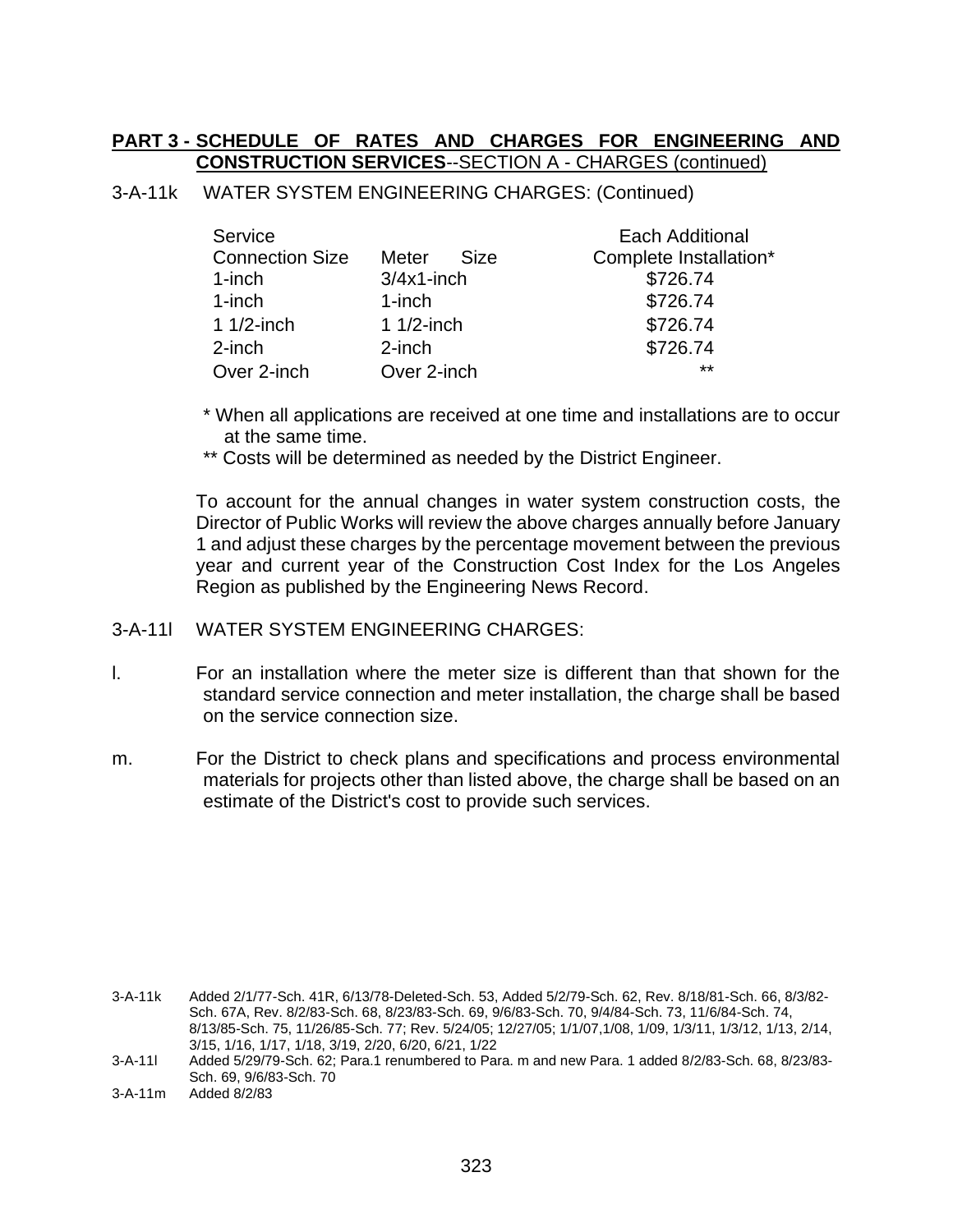**PART 3 - SCHEDULE OF RATES AND CHARGES FOR ENGINEERING AND CONSTRUCTION SERVICES**--SECTION A - CHARGES (continued)

3-A-11k WATER SYSTEM ENGINEERING CHARGES: (Continued)

| Service Connection Size | Meter Size | Each Additional Complete Installation* |
|---|---|---|
| 1-inch | 3/4x1-inch | $726.74 |
| 1-inch | 1-inch | $726.74 |
| 1 1/2-inch | 1 1/2-inch | $726.74 |
| 2-inch | 2-inch | $726.74 |
| Over 2-inch | Over 2-inch | ** |

\* When all applications are received at one time and installations are to occur at the same time.

** Costs will be determined as needed by the District Engineer.

To account for the annual changes in water system construction costs, the Director of Public Works will review the above charges annually before January 1 and adjust these charges by the percentage movement between the previous year and current year of the Construction Cost Index for the Los Angeles Region as published by the Engineering News Record.

3-A-11l WATER SYSTEM ENGINEERING CHARGES:

l. For an installation where the meter size is different than that shown for the standard service connection and meter installation, the charge shall be based on the service connection size.

m. For the District to check plans and specifications and process environmental materials for projects other than listed above, the charge shall be based on an estimate of the District's cost to provide such services.

3-A-11k Added 2/1/77-Sch. 41R, 6/13/78-Deleted-Sch. 53, Added 5/2/79-Sch. 62, Rev. 8/18/81-Sch. 66, 8/3/82-Sch. 67A, Rev. 8/2/83-Sch. 68, 8/23/83-Sch. 69, 9/6/83-Sch. 70, 9/4/84-Sch. 73, 11/6/84-Sch. 74, 8/13/85-Sch. 75, 11/26/85-Sch. 77; Rev. 5/24/05; 12/27/05; 1/1/07,1/08, 1/09, 1/3/11, 1/3/12, 1/13, 2/14, 3/15, 1/16, 1/17, 1/18, 3/19, 2/20, 6/20, 6/21, 1/22

3-A-11l Added 5/29/79-Sch. 62; Para.1 renumbered to Para. m and new Para. 1 added 8/2/83-Sch. 68, 8/23/83-Sch. 69, 9/6/83-Sch. 70

3-A-11m Added 8/2/83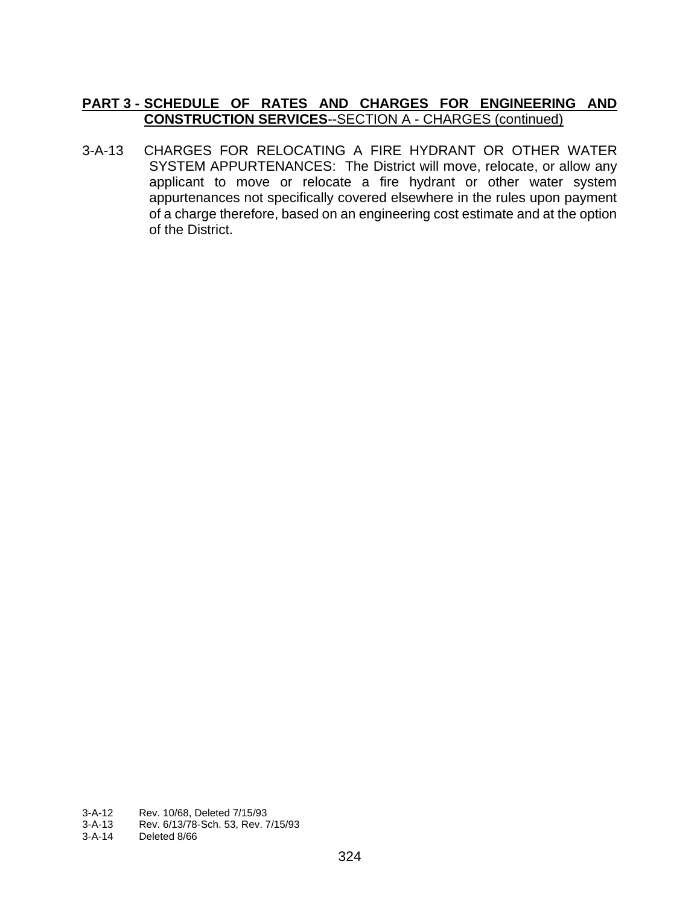**PART 3 - SCHEDULE OF RATES AND CHARGES FOR ENGINEERING AND CONSTRUCTION SERVICES**--SECTION A - CHARGES (continued)

3-A-13 CHARGES FOR RELOCATING A FIRE HYDRANT OR OTHER WATER SYSTEM APPURTENANCES: The District will move, relocate, or allow any applicant to move or relocate a fire hydrant or other water system appurtenances not specifically covered elsewhere in the rules upon payment of a charge therefore, based on an engineering cost estimate and at the option of the District.

3-A-12 Rev. 10/68, Deleted 7/15/93
3-A-13 Rev. 6/13/78-Sch. 53, Rev. 7/15/93
3-A-14 Deleted 8/66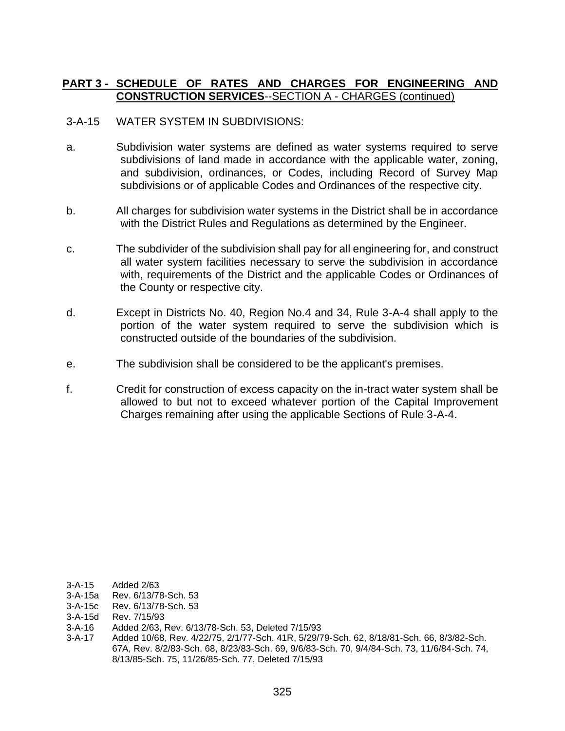**PART 3 - SCHEDULE OF RATES AND CHARGES FOR ENGINEERING AND CONSTRUCTION SERVICES**--SECTION A - CHARGES (continued)

3-A-15 WATER SYSTEM IN SUBDIVISIONS:

a. Subdivision water systems are defined as water systems required to serve subdivisions of land made in accordance with the applicable water, zoning, and subdivision, ordinances, or Codes, including Record of Survey Map subdivisions or of applicable Codes and Ordinances of the respective city.

b. All charges for subdivision water systems in the District shall be in accordance with the District Rules and Regulations as determined by the Engineer.

c. The subdivider of the subdivision shall pay for all engineering for, and construct all water system facilities necessary to serve the subdivision in accordance with, requirements of the District and the applicable Codes or Ordinances of the County or respective city.

d. Except in Districts No. 40, Region No.4 and 34, Rule 3-A-4 shall apply to the portion of the water system required to serve the subdivision which is constructed outside of the boundaries of the subdivision.

e. The subdivision shall be considered to be the applicant's premises.

f. Credit for construction of excess capacity on the in-tract water system shall be allowed to but not to exceed whatever portion of the Capital Improvement Charges remaining after using the applicable Sections of Rule 3-A-4.

3-A-15 Added 2/63
3-A-15a Rev. 6/13/78-Sch. 53
3-A-15c Rev. 6/13/78-Sch. 53
3-A-15d Rev. 7/15/93
3-A-16 Added 2/63, Rev. 6/13/78-Sch. 53, Deleted 7/15/93
3-A-17 Added 10/68, Rev. 4/22/75, 2/1/77-Sch. 41R, 5/29/79-Sch. 62, 8/18/81-Sch. 66, 8/3/82-Sch. 67A, Rev. 8/2/83-Sch. 68, 8/23/83-Sch. 69, 9/6/83-Sch. 70, 9/4/84-Sch. 73, 11/6/84-Sch. 74, 8/13/85-Sch. 75, 11/26/85-Sch. 77, Deleted 7/15/93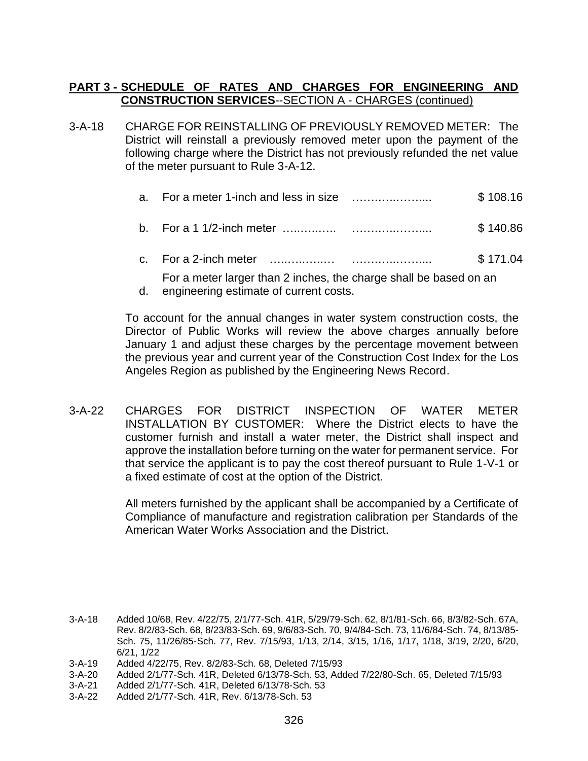## **PART 3 - SCHEDULE OF RATES AND CHARGES FOR ENGINEERING AND CONSTRUCTION SERVICES**--SECTION A - CHARGES (continued)

3-A-18 CHARGE FOR REINSTALLING OF PREVIOUSLY REMOVED METER: The District will reinstall a previously removed meter upon the payment of the following charge where the District has not previously refunded the net value of the meter pursuant to Rule 3-A-12.

a. For a meter 1-inch and less in size ………..……... $ 108.16

b. For a 1 1/2-inch meter …..…..….. ………..……... $ 140.86

c. For a 2-inch meter …..…..…..… ………..……... $ 171.04

d. For a meter larger than 2 inches, the charge shall be based on an engineering estimate of current costs.

To account for the annual changes in water system construction costs, the Director of Public Works will review the above charges annually before January 1 and adjust these charges by the percentage movement between the previous year and current year of the Construction Cost Index for the Los Angeles Region as published by the Engineering News Record.

3-A-22 CHARGES FOR DISTRICT INSPECTION OF WATER METER INSTALLATION BY CUSTOMER: Where the District elects to have the customer furnish and install a water meter, the District shall inspect and approve the installation before turning on the water for permanent service. For that service the applicant is to pay the cost thereof pursuant to Rule 1-V-1 or a fixed estimate of cost at the option of the District.

All meters furnished by the applicant shall be accompanied by a Certificate of Compliance of manufacture and registration calibration per Standards of the American Water Works Association and the District.

3-A-18 Added 10/68, Rev. 4/22/75, 2/1/77-Sch. 41R, 5/29/79-Sch. 62, 8/1/81-Sch. 66, 8/3/82-Sch. 67A, Rev. 8/2/83-Sch. 68, 8/23/83-Sch. 69, 9/6/83-Sch. 70, 9/4/84-Sch. 73, 11/6/84-Sch. 74, 8/13/85-Sch. 75, 11/26/85-Sch. 77, Rev. 7/15/93, 1/13, 2/14, 3/15, 1/16, 1/17, 1/18, 3/19, 2/20, 6/20, 6/21, 1/22

3-A-19 Added 4/22/75, Rev. 8/2/83-Sch. 68, Deleted 7/15/93

3-A-20 Added 2/1/77-Sch. 41R, Deleted 6/13/78-Sch. 53, Added 7/22/80-Sch. 65, Deleted 7/15/93

3-A-21 Added 2/1/77-Sch. 41R, Deleted 6/13/78-Sch. 53

3-A-22 Added 2/1/77-Sch. 41R, Rev. 6/13/78-Sch. 53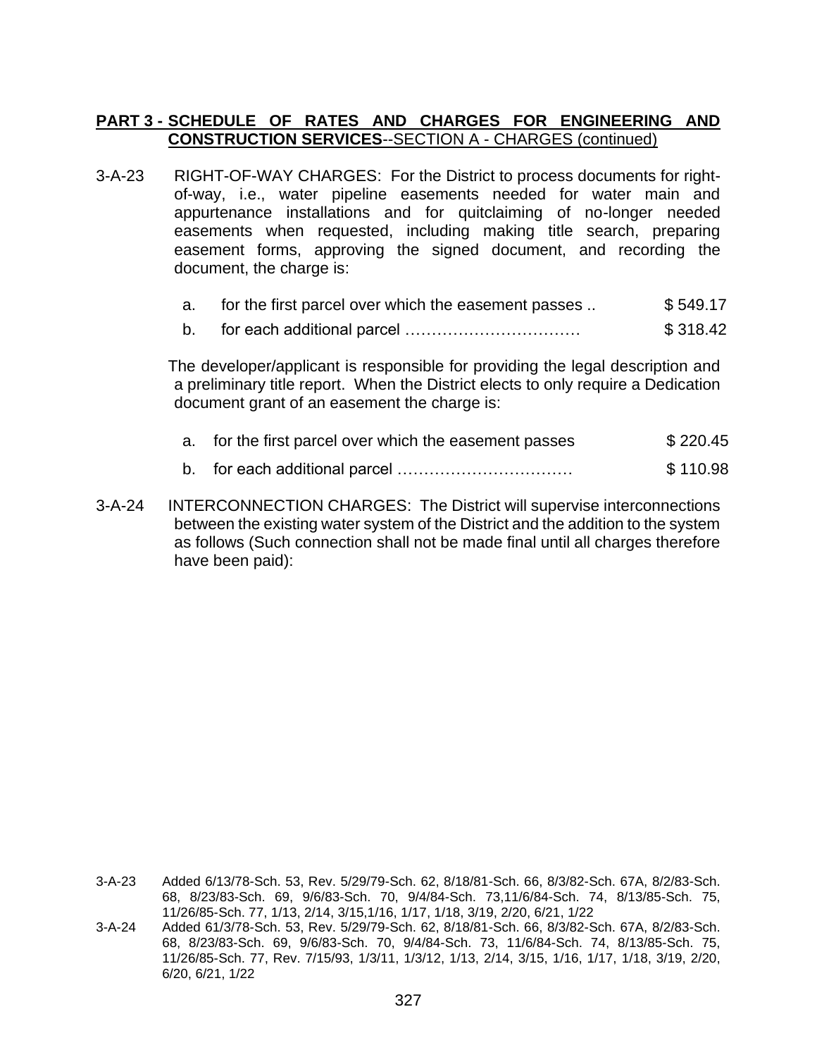**PART 3 - SCHEDULE OF RATES AND CHARGES FOR ENGINEERING AND CONSTRUCTION SERVICES**--SECTION A - CHARGES (continued)

3-A-23 RIGHT-OF-WAY CHARGES: For the District to process documents for right-of-way, i.e., water pipeline easements needed for water main and appurtenance installations and for quitclaiming of no-longer needed easements when requested, including making title search, preparing easement forms, approving the signed document, and recording the document, the charge is:

a. for the first parcel over which the easement passes .. $ 549.17

b. for each additional parcel …………………………… $ 318.42

The developer/applicant is responsible for providing the legal description and a preliminary title report. When the District elects to only require a Dedication document grant of an easement the charge is:

a. for the first parcel over which the easement passes $ 220.45

b. for each additional parcel …………………………… $ 110.98

3-A-24 INTERCONNECTION CHARGES: The District will supervise interconnections between the existing water system of the District and the addition to the system as follows (Such connection shall not be made final until all charges therefore have been paid):

3-A-23 Added 6/13/78-Sch. 53, Rev. 5/29/79-Sch. 62, 8/18/81-Sch. 66, 8/3/82-Sch. 67A, 8/2/83-Sch. 68, 8/23/83-Sch. 69, 9/6/83-Sch. 70, 9/4/84-Sch. 73,11/6/84-Sch. 74, 8/13/85-Sch. 75, 11/26/85-Sch. 77, 1/13, 2/14, 3/15,1/16, 1/17, 1/18, 3/19, 2/20, 6/21, 1/22

3-A-24 Added 61/3/78-Sch. 53, Rev. 5/29/79-Sch. 62, 8/18/81-Sch. 66, 8/3/82-Sch. 67A, 8/2/83-Sch. 68, 8/23/83-Sch. 69, 9/6/83-Sch. 70, 9/4/84-Sch. 73, 11/6/84-Sch. 74, 8/13/85-Sch. 75, 11/26/85-Sch. 77, Rev. 7/15/93, 1/3/11, 1/3/12, 1/13, 2/14, 3/15, 1/16, 1/17, 1/18, 3/19, 2/20, 6/20, 6/21, 1/22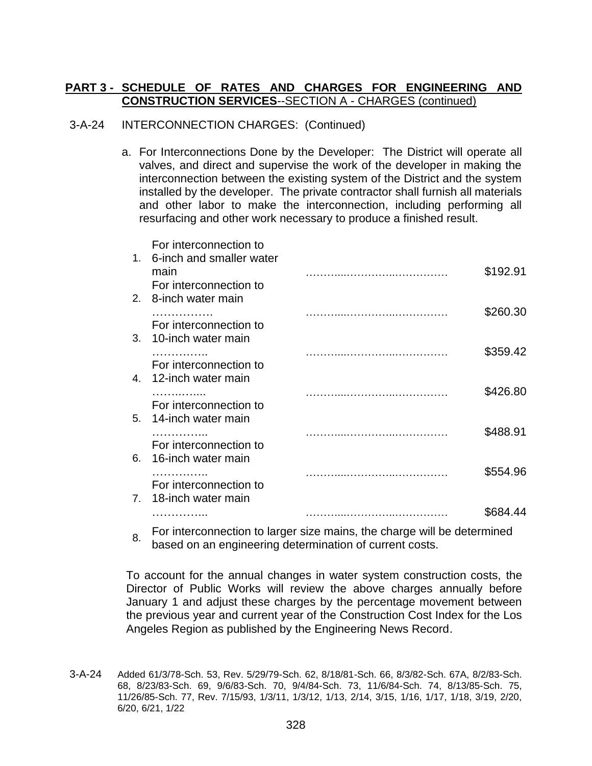**PART 3 - SCHEDULE OF RATES AND CHARGES FOR ENGINEERING AND CONSTRUCTION SERVICES**--SECTION A - CHARGES (continued)

3-A-24 INTERCONNECTION CHARGES: (Continued)

a. For Interconnections Done by the Developer: The District will operate all valves, and direct and supervise the work of the developer in making the interconnection between the existing system of the District and the system installed by the developer. The private contractor shall furnish all materials and other labor to make the interconnection, including performing all resurfacing and other work necessary to produce a finished result.

| | | | |
|---|---|---|---|
| 1. | For interconnection to 6-inch and smaller water main | ………..………..…………… | $192.91 |
| 2. | For interconnection to 8-inch water main ……………. | ………..………..…………… | $260.30 |
| 3. | For interconnection to 10-inch water main ………….. | ………..………..…………… | $359.42 |
| 4. | For interconnection to 12-inch water main ……..…... | ………..………..…………… | $426.80 |
| 5. | For interconnection to 14-inch water main …………... | ………..………..…………… | $488.91 |
| 6. | For interconnection to 16-inch water main ………….. | ………..………..…………… | $554.96 |
| 7. | For interconnection to 18-inch water main …………... | ………..………..…………… | $684.44 |

8. For interconnection to larger size mains, the charge will be determined based on an engineering determination of current costs.

To account for the annual changes in water system construction costs, the Director of Public Works will review the above charges annually before January 1 and adjust these charges by the percentage movement between the previous year and current year of the Construction Cost Index for the Los Angeles Region as published by the Engineering News Record.

3-A-24 Added 61/3/78-Sch. 53, Rev. 5/29/79-Sch. 62, 8/18/81-Sch. 66, 8/3/82-Sch. 67A, 8/2/83-Sch. 68, 8/23/83-Sch. 69, 9/6/83-Sch. 70, 9/4/84-Sch. 73, 11/6/84-Sch. 74, 8/13/85-Sch. 75, 11/26/85-Sch. 77, Rev. 7/15/93, 1/3/11, 1/3/12, 1/13, 2/14, 3/15, 1/16, 1/17, 1/18, 3/19, 2/20, 6/20, 6/21, 1/22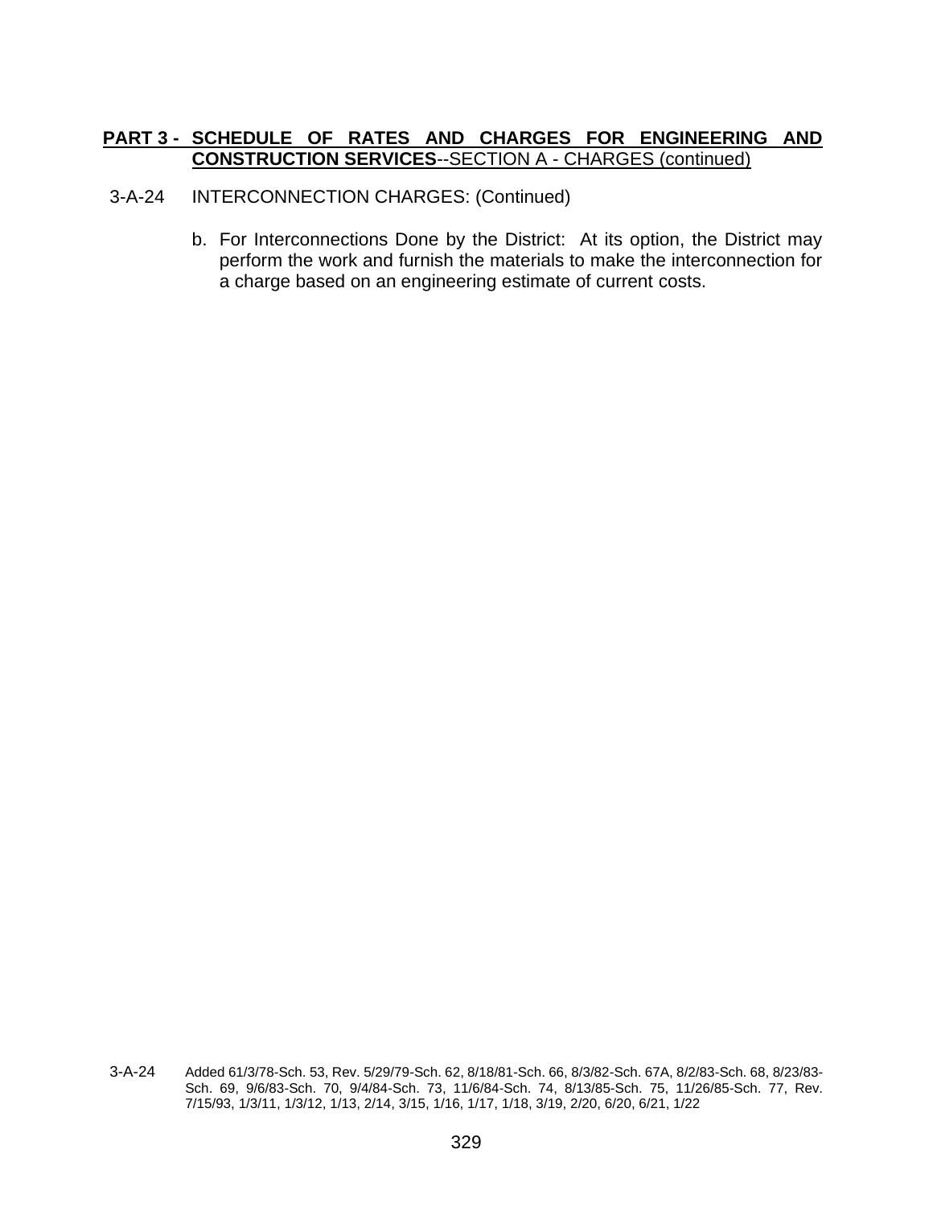**PART 3 - SCHEDULE OF RATES AND CHARGES FOR ENGINEERING AND CONSTRUCTION SERVICES**--SECTION A - CHARGES (continued)

3-A-24 INTERCONNECTION CHARGES: (Continued)

b. For Interconnections Done by the District: At its option, the District may perform the work and furnish the materials to make the interconnection for a charge based on an engineering estimate of current costs.

3-A-24 Added 61/3/78-Sch. 53, Rev. 5/29/79-Sch. 62, 8/18/81-Sch. 66, 8/3/82-Sch. 67A, 8/2/83-Sch. 68, 8/23/83-Sch. 69, 9/6/83-Sch. 70, 9/4/84-Sch. 73, 11/6/84-Sch. 74, 8/13/85-Sch. 75, 11/26/85-Sch. 77, Rev. 7/15/93, 1/3/11, 1/3/12, 1/13, 2/14, 3/15, 1/16, 1/17, 1/18, 3/19, 2/20, 6/20, 6/21, 1/22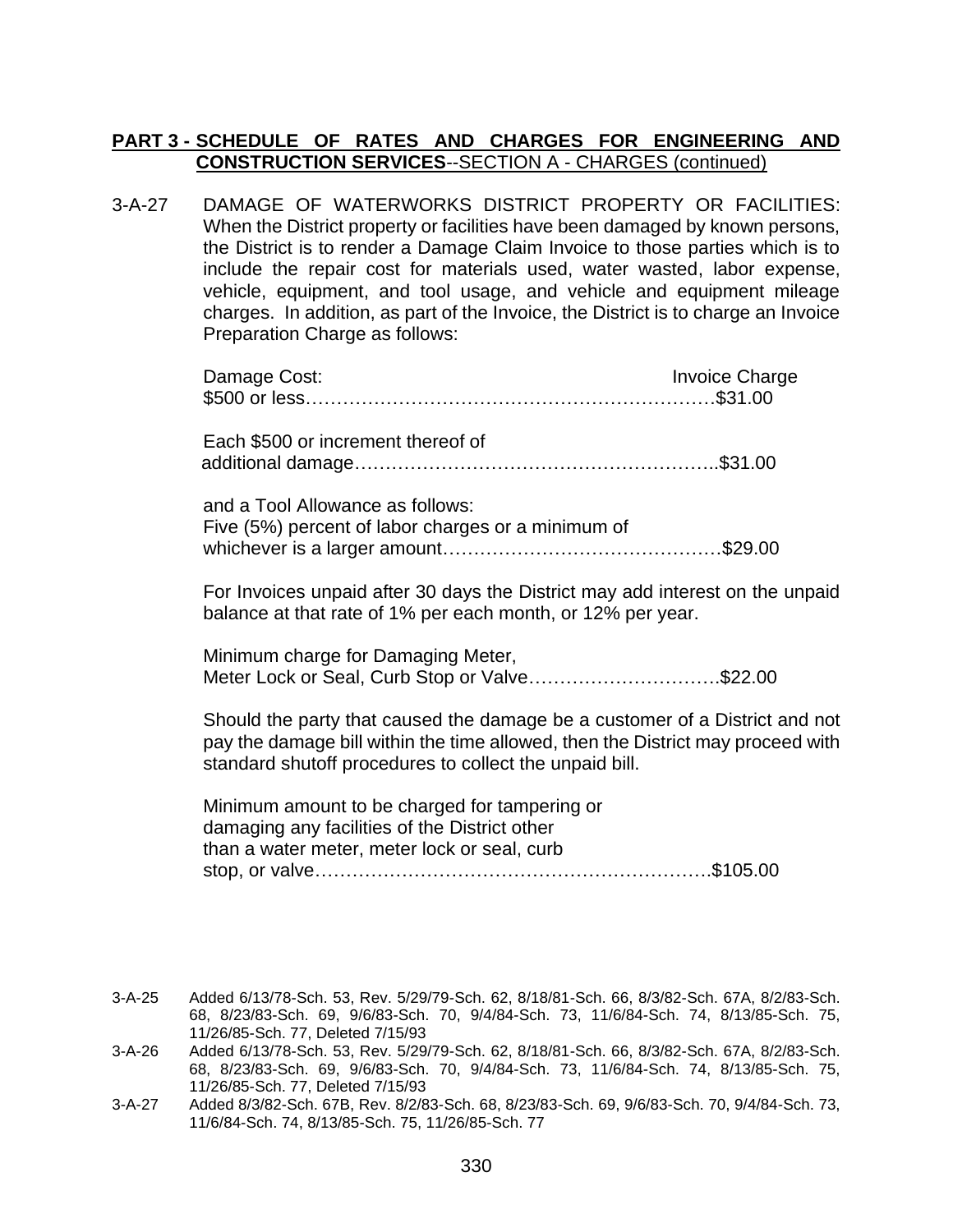**PART 3 - SCHEDULE OF RATES AND CHARGES FOR ENGINEERING AND CONSTRUCTION SERVICES**--SECTION A - CHARGES (continued)

3-A-27 DAMAGE OF WATERWORKS DISTRICT PROPERTY OR FACILITIES: When the District property or facilities have been damaged by known persons, the District is to render a Damage Claim Invoice to those parties which is to include the repair cost for materials used, water wasted, labor expense, vehicle, equipment, and tool usage, and vehicle and equipment mileage charges. In addition, as part of the Invoice, the District is to charge an Invoice Preparation Charge as follows:

| Damage Cost: | Invoice Charge |
|---|---|
| $500 or less | $31.00 |
| Each $500 or increment thereof of additional damage | $31.00 |

and a Tool Allowance as follows:
Five (5%) percent of labor charges or a minimum of whichever is a larger amount……………………………………$29.00

For Invoices unpaid after 30 days the District may add interest on the unpaid balance at that rate of 1% per each month, or 12% per year.

Minimum charge for Damaging Meter, Meter Lock or Seal, Curb Stop or Valve…………………………$22.00

Should the party that caused the damage be a customer of a District and not pay the damage bill within the time allowed, then the District may proceed with standard shutoff procedures to collect the unpaid bill.

Minimum amount to be charged for tampering or damaging any facilities of the District other than a water meter, meter lock or seal, curb stop, or valve………………………………………………………$105.00

---

3-A-25 Added 6/13/78-Sch. 53, Rev. 5/29/79-Sch. 62, 8/18/81-Sch. 66, 8/3/82-Sch. 67A, 8/2/83-Sch. 68, 8/23/83-Sch. 69, 9/6/83-Sch. 70, 9/4/84-Sch. 73, 11/6/84-Sch. 74, 8/13/85-Sch. 75, 11/26/85-Sch. 77, Deleted 7/15/93

3-A-26 Added 6/13/78-Sch. 53, Rev. 5/29/79-Sch. 62, 8/18/81-Sch. 66, 8/3/82-Sch. 67A, 8/2/83-Sch. 68, 8/23/83-Sch. 69, 9/6/83-Sch. 70, 9/4/84-Sch. 73, 11/6/84-Sch. 74, 8/13/85-Sch. 75, 11/26/85-Sch. 77, Deleted 7/15/93

3-A-27 Added 8/3/82-Sch. 67B, Rev. 8/2/83-Sch. 68, 8/23/83-Sch. 69, 9/6/83-Sch. 70, 9/4/84-Sch. 73, 11/6/84-Sch. 74, 8/13/85-Sch. 75, 11/26/85-Sch. 77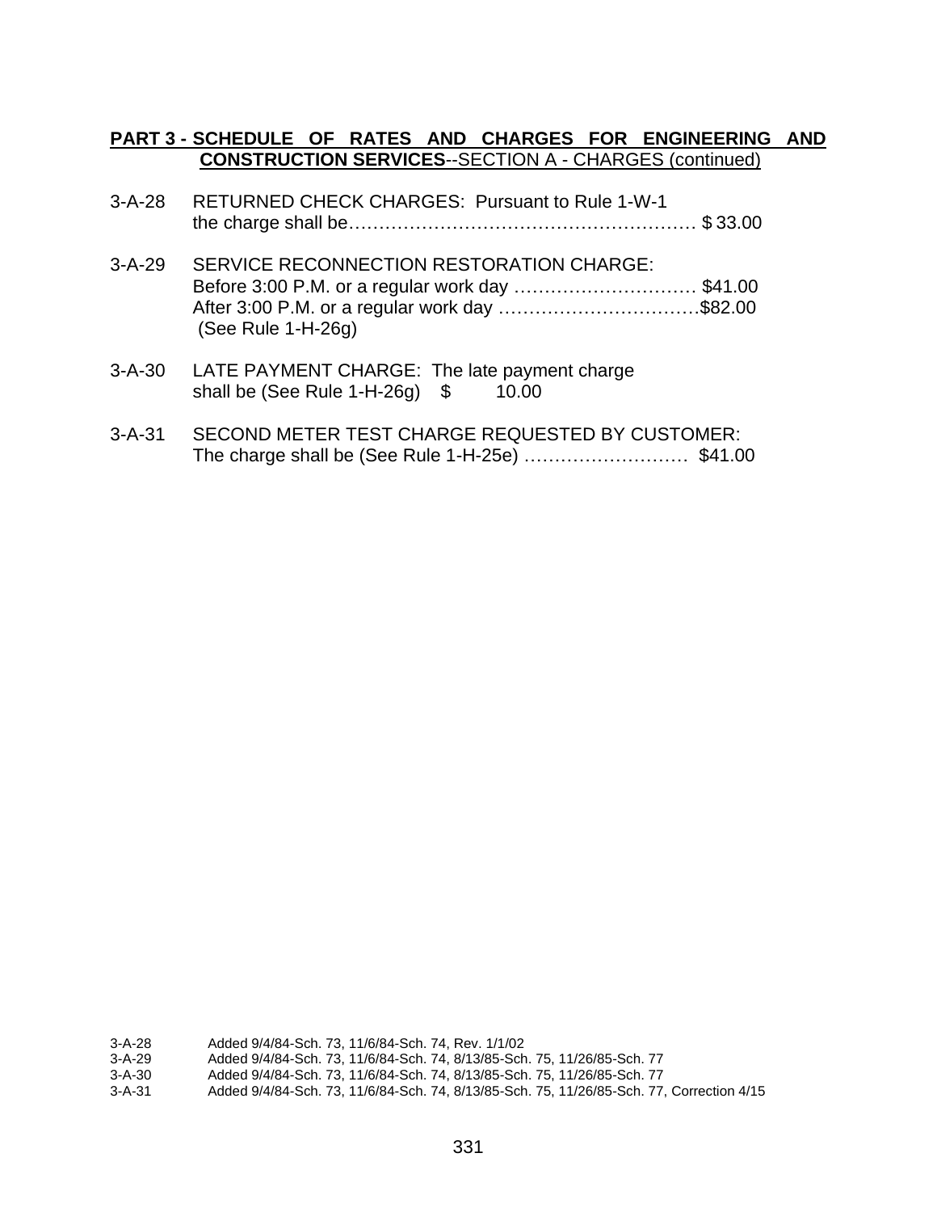**PART 3 - SCHEDULE OF RATES AND CHARGES FOR ENGINEERING AND CONSTRUCTION SERVICES**--SECTION A - CHARGES (continued)

3-A-28 RETURNED CHECK CHARGES: Pursuant to Rule 1-W-1 the charge shall be………………………………………………… $ 33.00

3-A-29 SERVICE RECONNECTION RESTORATION CHARGE:
Before 3:00 P.M. or a regular work day ………………………… $41.00
After 3:00 P.M. or a regular work day ……………………………$82.00
(See Rule 1-H-26g)

3-A-30 LATE PAYMENT CHARGE: The late payment charge shall be (See Rule 1-H-26g) $ 10.00

3-A-31 SECOND METER TEST CHARGE REQUESTED BY CUSTOMER: The charge shall be (See Rule 1-H-25e) ……………………… $41.00

3-A-28 Added 9/4/84-Sch. 73, 11/6/84-Sch. 74, Rev. 1/1/02
3-A-29 Added 9/4/84-Sch. 73, 11/6/84-Sch. 74, 8/13/85-Sch. 75, 11/26/85-Sch. 77
3-A-30 Added 9/4/84-Sch. 73, 11/6/84-Sch. 74, 8/13/85-Sch. 75, 11/26/85-Sch. 77
3-A-31 Added 9/4/84-Sch. 73, 11/6/84-Sch. 74, 8/13/85-Sch. 75, 11/26/85-Sch. 77, Correction 4/15